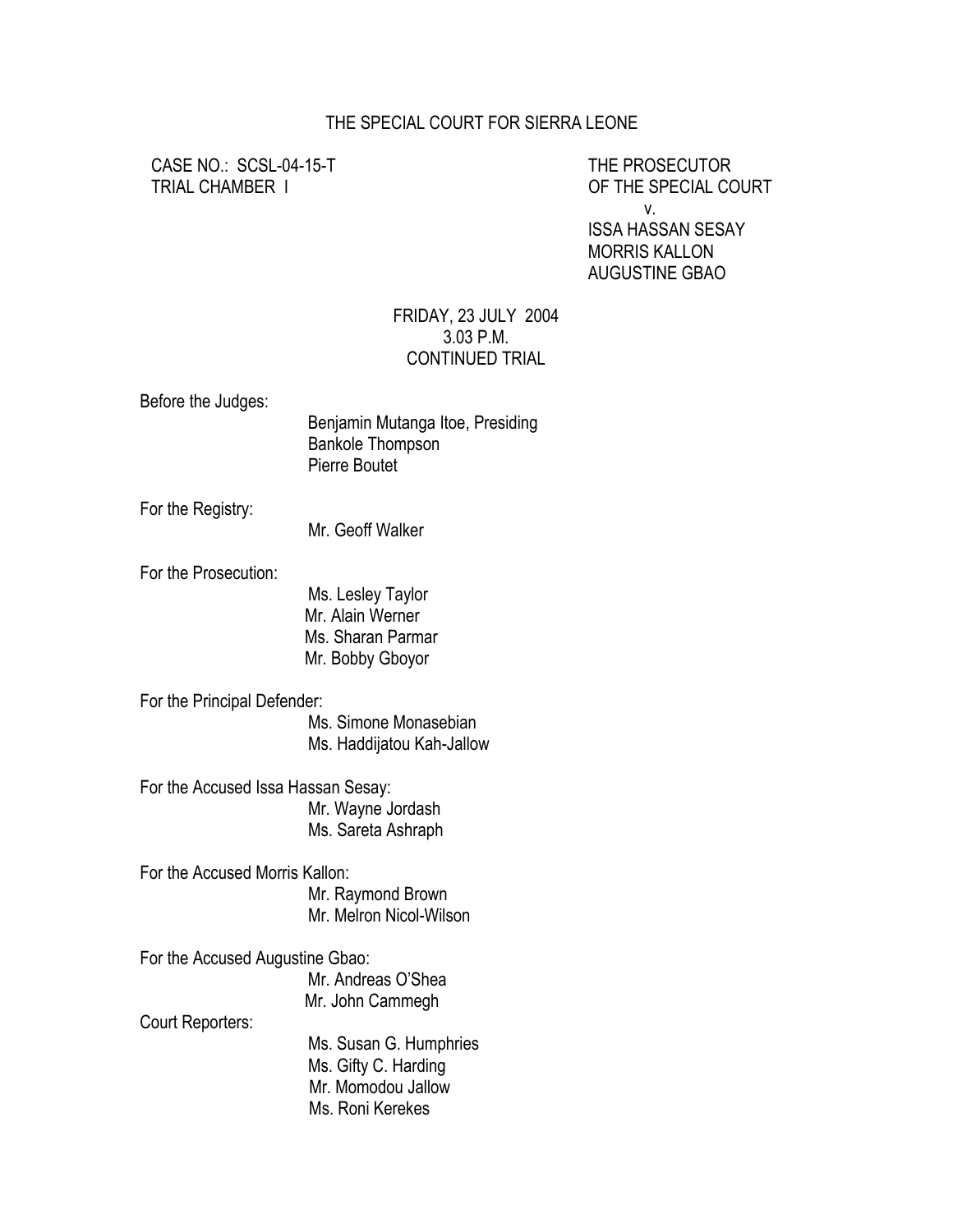THE SPECIAL COURT FOR SIERRA LEONE

CASE NO.: SCSL-04-15-T
TRIAL CHAMBER I

THE PROSECUTOR
OF THE SPECIAL COURT
v.
ISSA HASSAN SESAY
MORRIS KALLON
AUGUSTINE GBAO

FRIDAY, 23 JULY 2004
3.03 P.M.
CONTINUED TRIAL

Before the Judges:
Benjamin Mutanga Itoe, Presiding
Bankole Thompson
Pierre Boutet

For the Registry:
Mr. Geoff Walker

For the Prosecution:
Ms. Lesley Taylor
Mr. Alain Werner
Ms. Sharan Parmar
Mr. Bobby Gboyor

For the Principal Defender:
Ms. Simone Monasebian
Ms. Haddijatou Kah-Jallow

For the Accused Issa Hassan Sesay:
Mr. Wayne Jordash
Ms. Sareta Ashraph

For the Accused Morris Kallon:
Mr. Raymond Brown
Mr. Melron Nicol-Wilson

For the Accused Augustine Gbao:
Mr. Andreas O'Shea
Mr. John Cammegh

Court Reporters:
Ms. Susan G. Humphries
Ms. Gifty C. Harding
Mr. Momodou Jallow
Ms. Roni Kerekes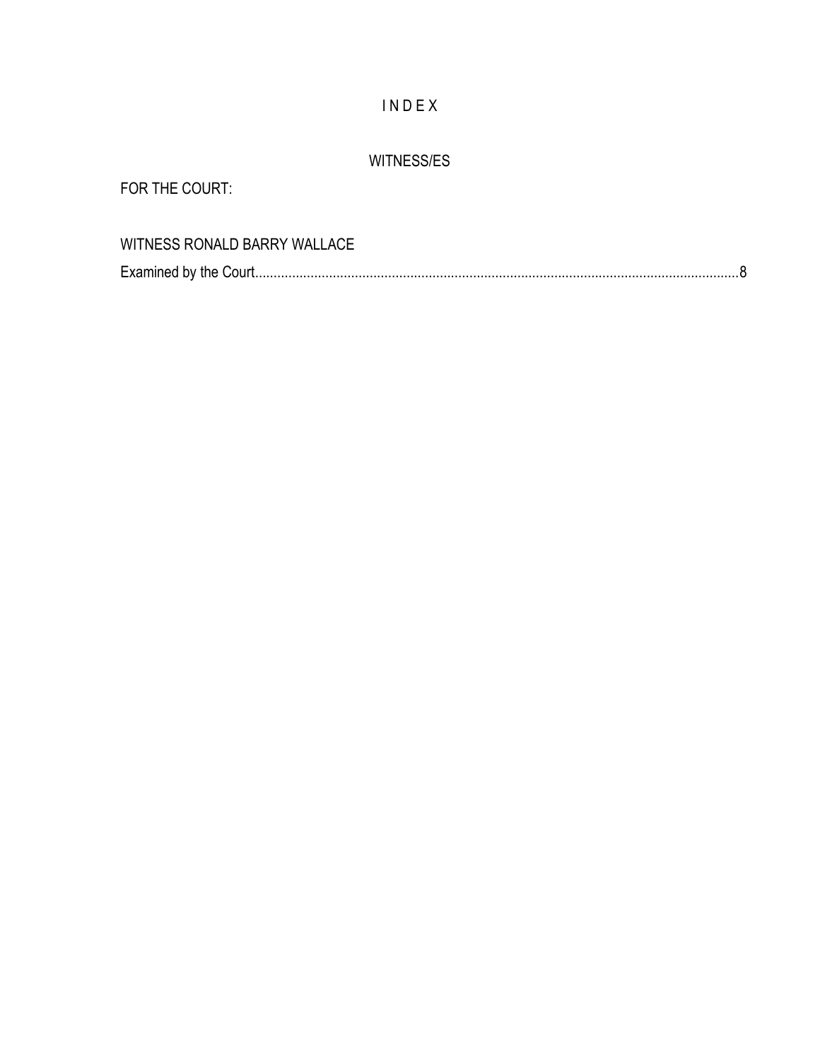# I N D E X

## WITNESS/ES

FOR THE COURT:

WITNESS RONALD BARRY WALLACE

Examined by the Court....................................................................................................................................8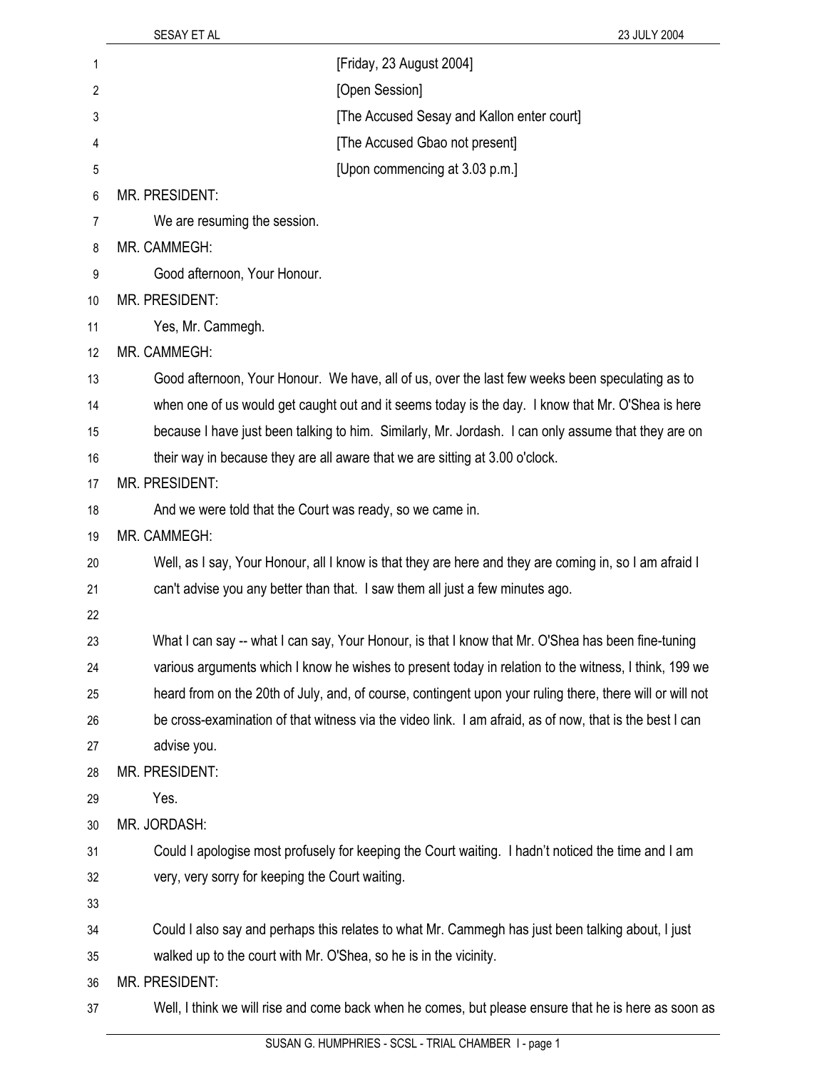[Friday, 23 August 2004]

[Open Session]

[The Accused Sesay and Kallon enter court]

[The Accused Gbao not present]

[Upon commencing at 3.03 p.m.]

MR. PRESIDENT:

We are resuming the session.

MR. CAMMEGH:

Good afternoon, Your Honour.

MR. PRESIDENT:

Yes, Mr. Cammegh.

MR. CAMMEGH:

Good afternoon, Your Honour. We have, all of us, over the last few weeks been speculating as to when one of us would get caught out and it seems today is the day. I know that Mr. O'Shea is here because I have just been talking to him. Similarly, Mr. Jordash. I can only assume that they are on their way in because they are all aware that we are sitting at 3.00 o'clock.

MR. PRESIDENT:

And we were told that the Court was ready, so we came in.

MR. CAMMEGH:

Well, as I say, Your Honour, all I know is that they are here and they are coming in, so I am afraid I can't advise you any better than that. I saw them all just a few minutes ago.

What I can say -- what I can say, Your Honour, is that I know that Mr. O'Shea has been fine-tuning various arguments which I know he wishes to present today in relation to the witness, I think, 199 we heard from on the 20th of July, and, of course, contingent upon your ruling there, there will or will not be cross-examination of that witness via the video link. I am afraid, as of now, that is the best I can advise you.

MR. PRESIDENT:

Yes.

MR. JORDASH:

Could I apologise most profusely for keeping the Court waiting. I hadn't noticed the time and I am very, very sorry for keeping the Court waiting.

Could I also say and perhaps this relates to what Mr. Cammegh has just been talking about, I just walked up to the court with Mr. O'Shea, so he is in the vicinity.

MR. PRESIDENT:

Well, I think we will rise and come back when he comes, but please ensure that he is here as soon as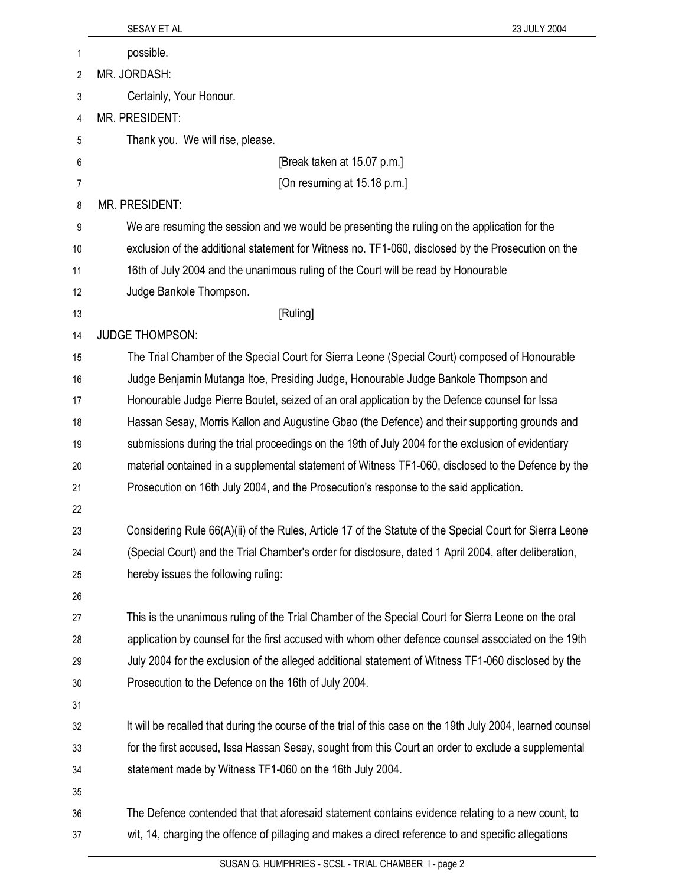possible.

MR. JORDASH:

Certainly, Your Honour.

MR. PRESIDENT:

Thank you. We will rise, please.

[Break taken at 15.07 p.m.]

[On resuming at 15.18 p.m.]

MR. PRESIDENT:

We are resuming the session and we would be presenting the ruling on the application for the exclusion of the additional statement for Witness no. TF1-060, disclosed by the Prosecution on the 16th of July 2004 and the unanimous ruling of the Court will be read by Honourable Judge Bankole Thompson.

[Ruling]

JUDGE THOMPSON:

The Trial Chamber of the Special Court for Sierra Leone (Special Court) composed of Honourable Judge Benjamin Mutanga Itoe, Presiding Judge, Honourable Judge Bankole Thompson and Honourable Judge Pierre Boutet, seized of an oral application by the Defence counsel for Issa Hassan Sesay, Morris Kallon and Augustine Gbao (the Defence) and their supporting grounds and submissions during the trial proceedings on the 19th of July 2004 for the exclusion of evidentiary material contained in a supplemental statement of Witness TF1-060, disclosed to the Defence by the Prosecution on 16th July 2004, and the Prosecution's response to the said application.

Considering Rule 66(A)(ii) of the Rules, Article 17 of the Statute of the Special Court for Sierra Leone (Special Court) and the Trial Chamber's order for disclosure, dated 1 April 2004, after deliberation, hereby issues the following ruling:

This is the unanimous ruling of the Trial Chamber of the Special Court for Sierra Leone on the oral application by counsel for the first accused with whom other defence counsel associated on the 19th July 2004 for the exclusion of the alleged additional statement of Witness TF1-060 disclosed by the Prosecution to the Defence on the 16th of July 2004.

It will be recalled that during the course of the trial of this case on the 19th July 2004, learned counsel for the first accused, Issa Hassan Sesay, sought from this Court an order to exclude a supplemental statement made by Witness TF1-060 on the 16th July 2004.

The Defence contended that that aforesaid statement contains evidence relating to a new count, to wit, 14, charging the offence of pillaging and makes a direct reference to and specific allegations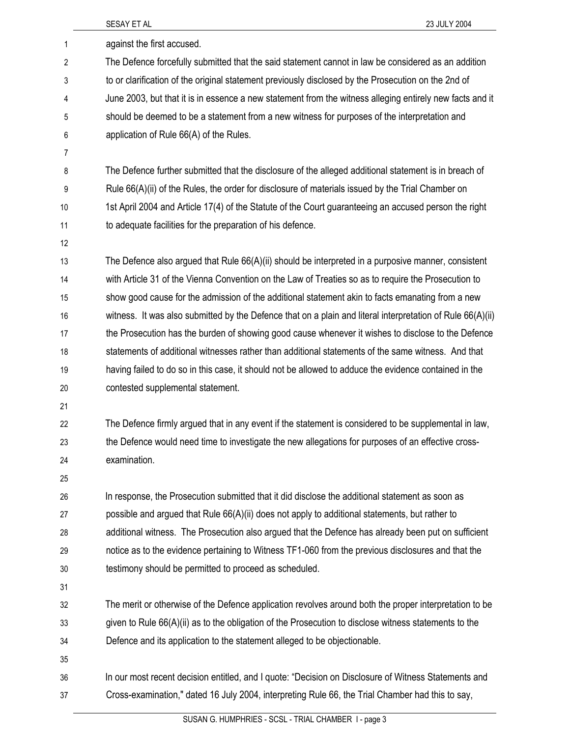against the first accused.

The Defence forcefully submitted that the said statement cannot in law be considered as an addition to or clarification of the original statement previously disclosed by the Prosecution on the 2nd of June 2003, but that it is in essence a new statement from the witness alleging entirely new facts and it should be deemed to be a statement from a new witness for purposes of the interpretation and application of Rule 66(A) of the Rules.

The Defence further submitted that the disclosure of the alleged additional statement is in breach of Rule 66(A)(ii) of the Rules, the order for disclosure of materials issued by the Trial Chamber on 1st April 2004 and Article 17(4) of the Statute of the Court guaranteeing an accused person the right to adequate facilities for the preparation of his defence.

The Defence also argued that Rule 66(A)(ii) should be interpreted in a purposive manner, consistent with Article 31 of the Vienna Convention on the Law of Treaties so as to require the Prosecution to show good cause for the admission of the additional statement akin to facts emanating from a new witness. It was also submitted by the Defence that on a plain and literal interpretation of Rule 66(A)(ii) the Prosecution has the burden of showing good cause whenever it wishes to disclose to the Defence statements of additional witnesses rather than additional statements of the same witness. And that having failed to do so in this case, it should not be allowed to adduce the evidence contained in the contested supplemental statement.

The Defence firmly argued that in any event if the statement is considered to be supplemental in law, the Defence would need time to investigate the new allegations for purposes of an effective cross-examination.

In response, the Prosecution submitted that it did disclose the additional statement as soon as possible and argued that Rule 66(A)(ii) does not apply to additional statements, but rather to additional witness. The Prosecution also argued that the Defence has already been put on sufficient notice as to the evidence pertaining to Witness TF1-060 from the previous disclosures and that the testimony should be permitted to proceed as scheduled.

The merit or otherwise of the Defence application revolves around both the proper interpretation to be given to Rule 66(A)(ii) as to the obligation of the Prosecution to disclose witness statements to the Defence and its application to the statement alleged to be objectionable.

In our most recent decision entitled, and I quote: "Decision on Disclosure of Witness Statements and Cross-examination," dated 16 July 2004, interpreting Rule 66, the Trial Chamber had this to say,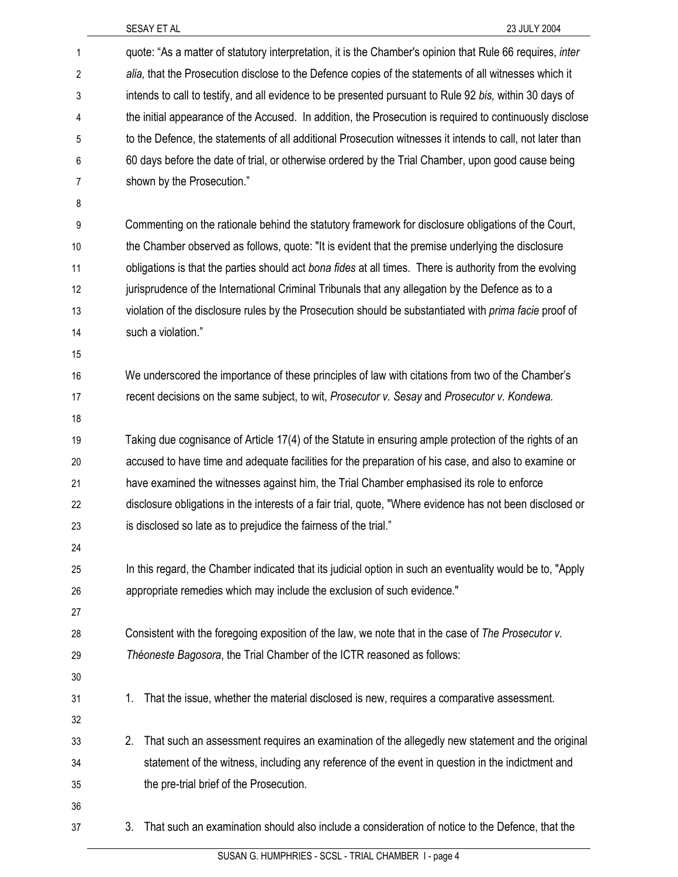quote: "As a matter of statutory interpretation, it is the Chamber's opinion that Rule 66 requires, *inter alia,* that the Prosecution disclose to the Defence copies of the statements of all witnesses which it intends to call to testify, and all evidence to be presented pursuant to Rule 92 *bis,* within 30 days of the initial appearance of the Accused. In addition, the Prosecution is required to continuously disclose to the Defence, the statements of all additional Prosecution witnesses it intends to call, not later than 60 days before the date of trial, or otherwise ordered by the Trial Chamber, upon good cause being shown by the Prosecution."

Commenting on the rationale behind the statutory framework for disclosure obligations of the Court, the Chamber observed as follows, quote: "It is evident that the premise underlying the disclosure obligations is that the parties should act *bona fides* at all times. There is authority from the evolving jurisprudence of the International Criminal Tribunals that any allegation by the Defence as to a violation of the disclosure rules by the Prosecution should be substantiated with *prima facie* proof of such a violation."

We underscored the importance of these principles of law with citations from two of the Chamber's recent decisions on the same subject, to wit, *Prosecutor v. Sesay* and *Prosecutor v. Kondewa.*

Taking due cognisance of Article 17(4) of the Statute in ensuring ample protection of the rights of an accused to have time and adequate facilities for the preparation of his case, and also to examine or have examined the witnesses against him, the Trial Chamber emphasised its role to enforce disclosure obligations in the interests of a fair trial, quote, "Where evidence has not been disclosed or is disclosed so late as to prejudice the fairness of the trial."

In this regard, the Chamber indicated that its judicial option in such an eventuality would be to, "Apply appropriate remedies which may include the exclusion of such evidence."

Consistent with the foregoing exposition of the law, we note that in the case of *The Prosecutor v. Théoneste Bagosora*, the Trial Chamber of the ICTR reasoned as follows:

1. That the issue, whether the material disclosed is new, requires a comparative assessment.

2. That such an assessment requires an examination of the allegedly new statement and the original statement of the witness, including any reference of the event in question in the indictment and the pre-trial brief of the Prosecution.

3. That such an examination should also include a consideration of notice to the Defence, that the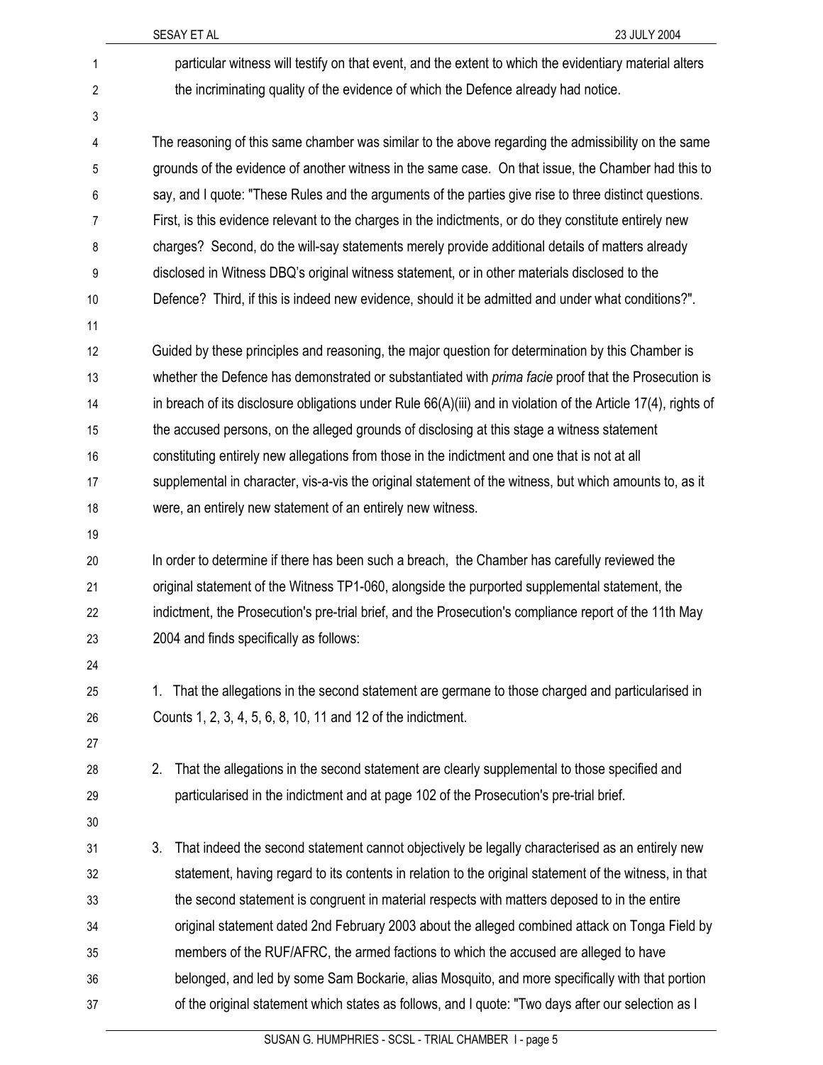particular witness will testify on that event, and the extent to which the evidentiary material alters the incriminating quality of the evidence of which the Defence already had notice.

The reasoning of this same chamber was similar to the above regarding the admissibility on the same grounds of the evidence of another witness in the same case. On that issue, the Chamber had this to say, and I quote: "These Rules and the arguments of the parties give rise to three distinct questions. First, is this evidence relevant to the charges in the indictments, or do they constitute entirely new charges? Second, do the will-say statements merely provide additional details of matters already disclosed in Witness DBQ's original witness statement, or in other materials disclosed to the Defence? Third, if this is indeed new evidence, should it be admitted and under what conditions?".

Guided by these principles and reasoning, the major question for determination by this Chamber is whether the Defence has demonstrated or substantiated with *prima facie* proof that the Prosecution is in breach of its disclosure obligations under Rule 66(A)(iii) and in violation of the Article 17(4), rights of the accused persons, on the alleged grounds of disclosing at this stage a witness statement constituting entirely new allegations from those in the indictment and one that is not at all supplemental in character, vis-a-vis the original statement of the witness, but which amounts to, as it were, an entirely new statement of an entirely new witness.

In order to determine if there has been such a breach, the Chamber has carefully reviewed the original statement of the Witness TP1-060, alongside the purported supplemental statement, the indictment, the Prosecution's pre-trial brief, and the Prosecution's compliance report of the 11th May 2004 and finds specifically as follows:

1. That the allegations in the second statement are germane to those charged and particularised in Counts 1, 2, 3, 4, 5, 6, 8, 10, 11 and 12 of the indictment.

2. That the allegations in the second statement are clearly supplemental to those specified and particularised in the indictment and at page 102 of the Prosecution's pre-trial brief.

3. That indeed the second statement cannot objectively be legally characterised as an entirely new statement, having regard to its contents in relation to the original statement of the witness, in that the second statement is congruent in material respects with matters deposed to in the entire original statement dated 2nd February 2003 about the alleged combined attack on Tonga Field by members of the RUF/AFRC, the armed factions to which the accused are alleged to have belonged, and led by some Sam Bockarie, alias Mosquito, and more specifically with that portion of the original statement which states as follows, and I quote: "Two days after our selection as I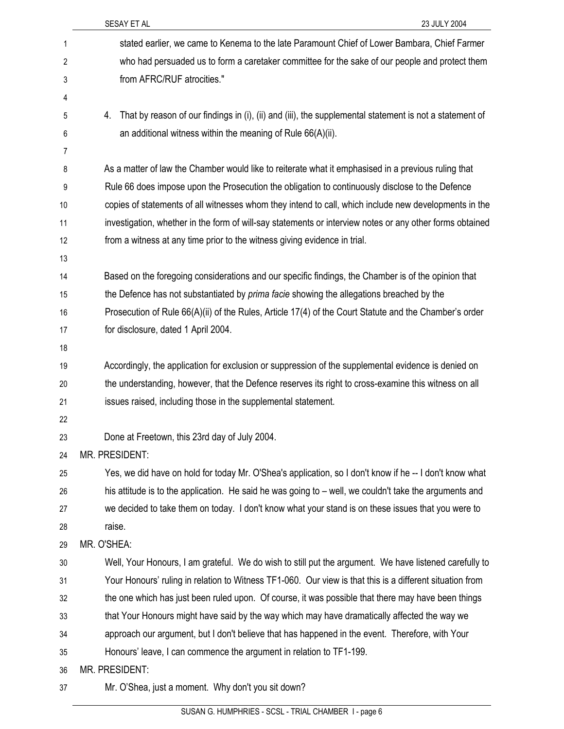stated earlier, we came to Kenema to the late Paramount Chief of Lower Bambara, Chief Farmer who had persuaded us to form a caretaker committee for the sake of our people and protect them from AFRC/RUF atrocities."

4. That by reason of our findings in (i), (ii) and (iii), the supplemental statement is not a statement of an additional witness within the meaning of Rule 66(A)(ii).

As a matter of law the Chamber would like to reiterate what it emphasised in a previous ruling that Rule 66 does impose upon the Prosecution the obligation to continuously disclose to the Defence copies of statements of all witnesses whom they intend to call, which include new developments in the investigation, whether in the form of will-say statements or interview notes or any other forms obtained from a witness at any time prior to the witness giving evidence in trial.

Based on the foregoing considerations and our specific findings, the Chamber is of the opinion that the Defence has not substantiated by *prima facie* showing the allegations breached by the Prosecution of Rule 66(A)(ii) of the Rules, Article 17(4) of the Court Statute and the Chamber's order for disclosure, dated 1 April 2004.

Accordingly, the application for exclusion or suppression of the supplemental evidence is denied on the understanding, however, that the Defence reserves its right to cross-examine this witness on all issues raised, including those in the supplemental statement.

Done at Freetown, this 23rd day of July 2004.

MR. PRESIDENT:

Yes, we did have on hold for today Mr. O'Shea's application, so I don't know if he -- I don't know what his attitude is to the application. He said he was going to – well, we couldn't take the arguments and we decided to take them on today. I don't know what your stand is on these issues that you were to raise.

MR. O'SHEA:

Well, Your Honours, I am grateful. We do wish to still put the argument. We have listened carefully to Your Honours' ruling in relation to Witness TF1-060. Our view is that this is a different situation from the one which has just been ruled upon. Of course, it was possible that there may have been things that Your Honours might have said by the way which may have dramatically affected the way we approach our argument, but I don't believe that has happened in the event. Therefore, with Your Honours' leave, I can commence the argument in relation to TF1-199.

MR. PRESIDENT:

Mr. O'Shea, just a moment. Why don't you sit down?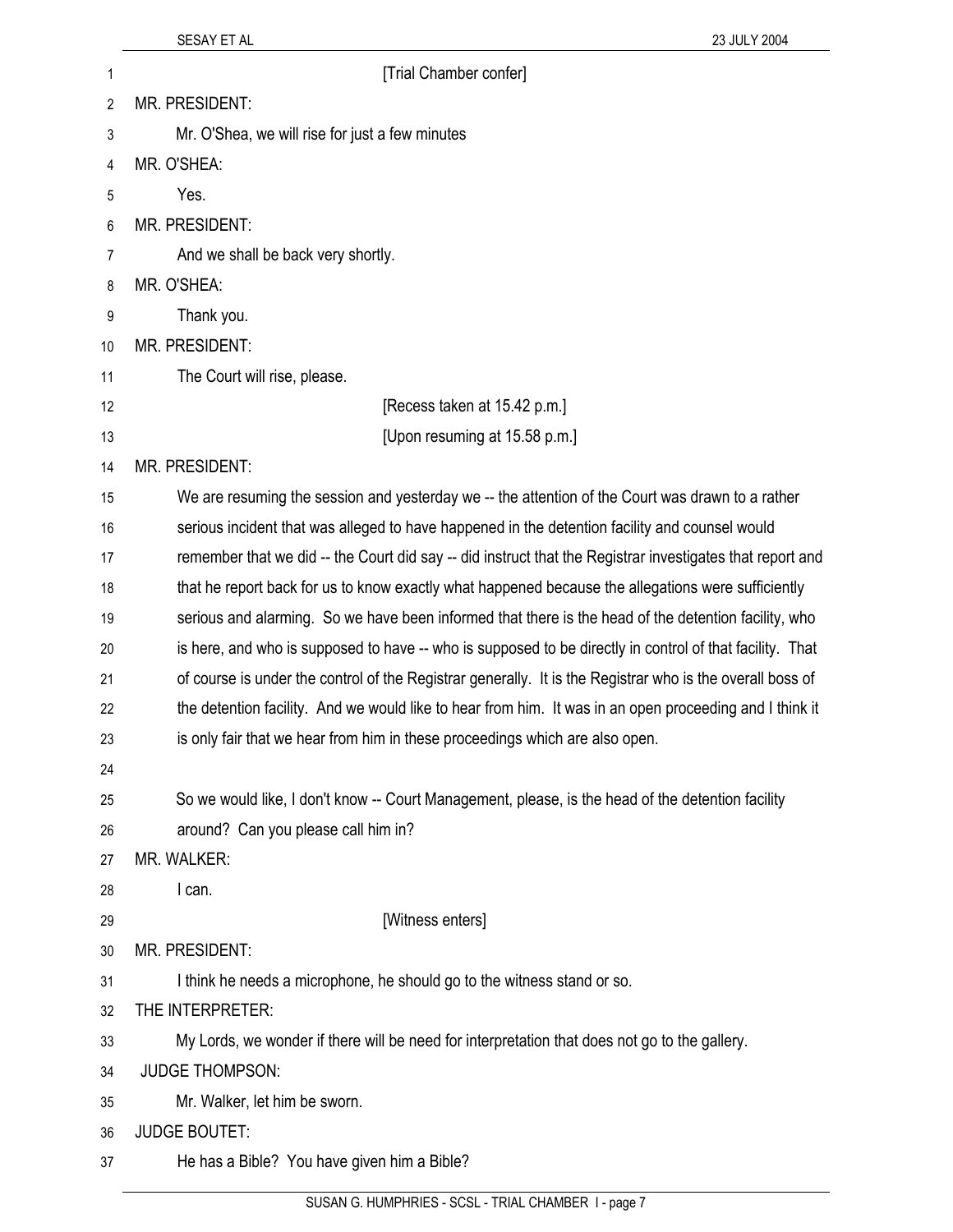[Trial Chamber confer]

MR. PRESIDENT:

Mr. O'Shea, we will rise for just a few minutes

MR. O'SHEA:

Yes.

MR. PRESIDENT:

And we shall be back very shortly.

MR. O'SHEA:

Thank you.

MR. PRESIDENT:

The Court will rise, please.

[Recess taken at 15.42 p.m.]

[Upon resuming at 15.58 p.m.]

MR. PRESIDENT:

We are resuming the session and yesterday we -- the attention of the Court was drawn to a rather serious incident that was alleged to have happened in the detention facility and counsel would remember that we did -- the Court did say -- did instruct that the Registrar investigates that report and that he report back for us to know exactly what happened because the allegations were sufficiently serious and alarming. So we have been informed that there is the head of the detention facility, who is here, and who is supposed to have -- who is supposed to be directly in control of that facility. That of course is under the control of the Registrar generally. It is the Registrar who is the overall boss of the detention facility. And we would like to hear from him. It was in an open proceeding and I think it is only fair that we hear from him in these proceedings which are also open.

So we would like, I don't know -- Court Management, please, is the head of the detention facility around? Can you please call him in?

MR. WALKER:

I can.

[Witness enters]

MR. PRESIDENT:

I think he needs a microphone, he should go to the witness stand or so.

THE INTERPRETER:

My Lords, we wonder if there will be need for interpretation that does not go to the gallery.

JUDGE THOMPSON:

Mr. Walker, let him be sworn.

JUDGE BOUTET:

He has a Bible? You have given him a Bible?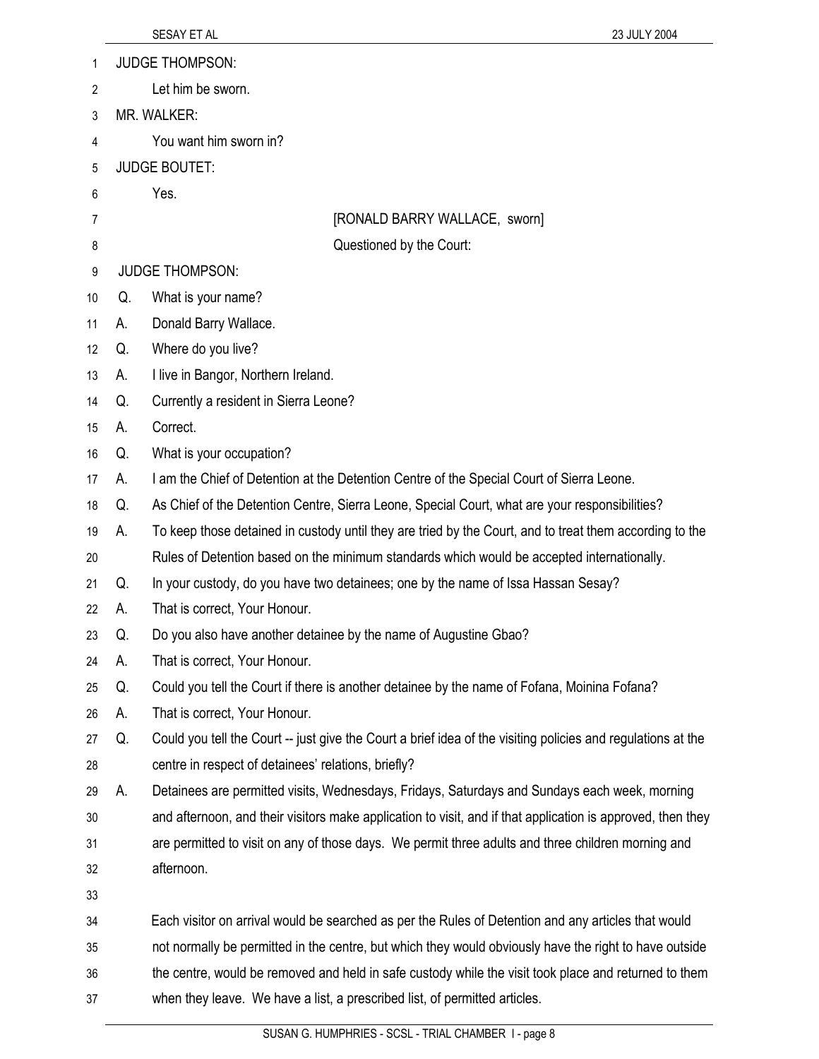JUDGE THOMPSON:

Let him be sworn.

MR. WALKER:

You want him sworn in?

JUDGE BOUTET:

Yes.

[RONALD BARRY WALLACE, sworn]

Questioned by the Court:

JUDGE THOMPSON:

Q. What is your name?

A. Donald Barry Wallace.

Q. Where do you live?

A. I live in Bangor, Northern Ireland.

Q. Currently a resident in Sierra Leone?

A. Correct.

Q. What is your occupation?

A. I am the Chief of Detention at the Detention Centre of the Special Court of Sierra Leone.

Q. As Chief of the Detention Centre, Sierra Leone, Special Court, what are your responsibilities?

A. To keep those detained in custody until they are tried by the Court, and to treat them according to the Rules of Detention based on the minimum standards which would be accepted internationally.

Q. In your custody, do you have two detainees; one by the name of Issa Hassan Sesay?

A. That is correct, Your Honour.

Q. Do you also have another detainee by the name of Augustine Gbao?

A. That is correct, Your Honour.

Q. Could you tell the Court if there is another detainee by the name of Fofana, Moinina Fofana?

A. That is correct, Your Honour.

Q. Could you tell the Court -- just give the Court a brief idea of the visiting policies and regulations at the centre in respect of detainees' relations, briefly?

A. Detainees are permitted visits, Wednesdays, Fridays, Saturdays and Sundays each week, morning and afternoon, and their visitors make application to visit, and if that application is approved, then they are permitted to visit on any of those days. We permit three adults and three children morning and afternoon.

Each visitor on arrival would be searched as per the Rules of Detention and any articles that would not normally be permitted in the centre, but which they would obviously have the right to have outside the centre, would be removed and held in safe custody while the visit took place and returned to them when they leave. We have a list, a prescribed list, of permitted articles.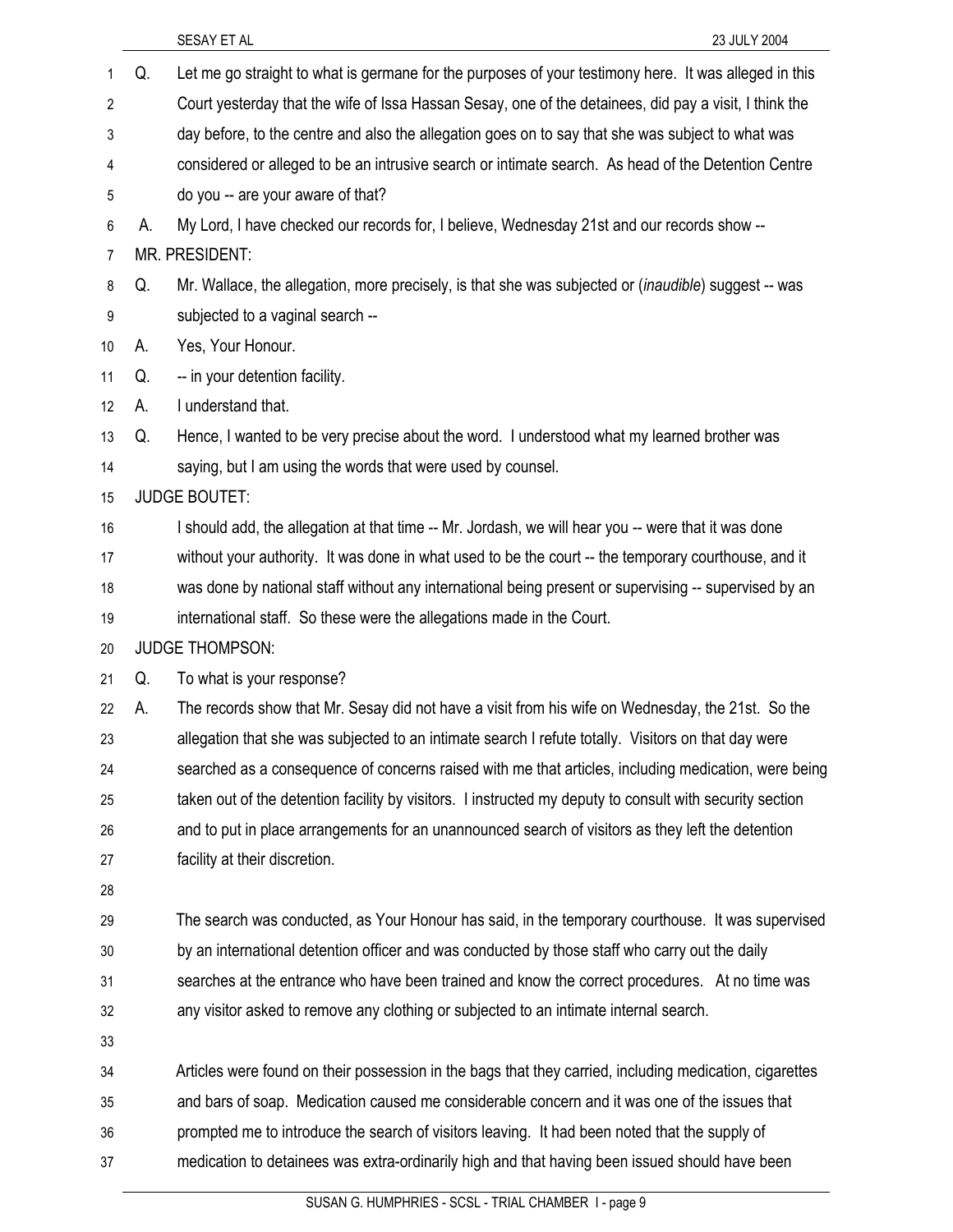Q. Let me go straight to what is germane for the purposes of your testimony here. It was alleged in this Court yesterday that the wife of Issa Hassan Sesay, one of the detainees, did pay a visit, I think the day before, to the centre and also the allegation goes on to say that she was subject to what was considered or alleged to be an intrusive search or intimate search. As head of the Detention Centre do you -- are your aware of that?

A. My Lord, I have checked our records for, I believe, Wednesday 21st and our records show --

MR. PRESIDENT:

Q. Mr. Wallace, the allegation, more precisely, is that she was subjected or (*inaudible*) suggest -- was subjected to a vaginal search --

A. Yes, Your Honour.

Q. -- in your detention facility.

A. I understand that.

Q. Hence, I wanted to be very precise about the word. I understood what my learned brother was saying, but I am using the words that were used by counsel.

JUDGE BOUTET:

I should add, the allegation at that time -- Mr. Jordash, we will hear you -- were that it was done without your authority. It was done in what used to be the court -- the temporary courthouse, and it was done by national staff without any international being present or supervising -- supervised by an international staff. So these were the allegations made in the Court.

JUDGE THOMPSON:

Q. To what is your response?

A. The records show that Mr. Sesay did not have a visit from his wife on Wednesday, the 21st. So the allegation that she was subjected to an intimate search I refute totally. Visitors on that day were searched as a consequence of concerns raised with me that articles, including medication, were being taken out of the detention facility by visitors. I instructed my deputy to consult with security section and to put in place arrangements for an unannounced search of visitors as they left the detention facility at their discretion.

The search was conducted, as Your Honour has said, in the temporary courthouse. It was supervised by an international detention officer and was conducted by those staff who carry out the daily searches at the entrance who have been trained and know the correct procedures. At no time was any visitor asked to remove any clothing or subjected to an intimate internal search.

Articles were found on their possession in the bags that they carried, including medication, cigarettes and bars of soap. Medication caused me considerable concern and it was one of the issues that prompted me to introduce the search of visitors leaving. It had been noted that the supply of medication to detainees was extra-ordinarily high and that having been issued should have been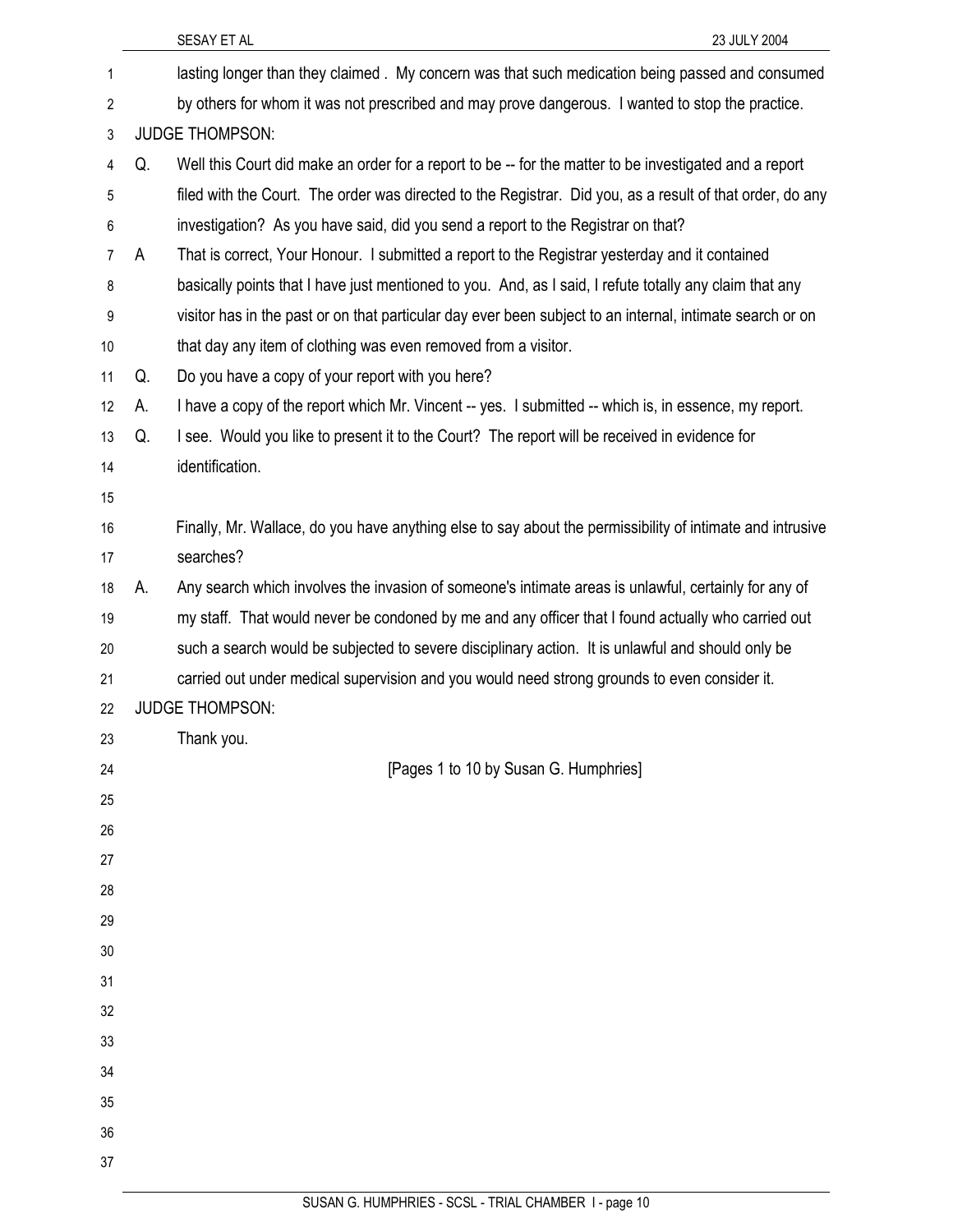lasting longer than they claimed . My concern was that such medication being passed and consumed by others for whom it was not prescribed and may prove dangerous. I wanted to stop the practice.

JUDGE THOMPSON:

Q. Well this Court did make an order for a report to be -- for the matter to be investigated and a report filed with the Court. The order was directed to the Registrar. Did you, as a result of that order, do any investigation? As you have said, did you send a report to the Registrar on that?

A That is correct, Your Honour. I submitted a report to the Registrar yesterday and it contained basically points that I have just mentioned to you. And, as I said, I refute totally any claim that any visitor has in the past or on that particular day ever been subject to an internal, intimate search or on that day any item of clothing was even removed from a visitor.

Q. Do you have a copy of your report with you here?

A. I have a copy of the report which Mr. Vincent -- yes. I submitted -- which is, in essence, my report.

Q. I see. Would you like to present it to the Court? The report will be received in evidence for identification.

Finally, Mr. Wallace, do you have anything else to say about the permissibility of intimate and intrusive searches?

A. Any search which involves the invasion of someone's intimate areas is unlawful, certainly for any of my staff. That would never be condoned by me and any officer that I found actually who carried out such a search would be subjected to severe disciplinary action. It is unlawful and should only be carried out under medical supervision and you would need strong grounds to even consider it.

JUDGE THOMPSON:

Thank you.

[Pages 1 to 10 by Susan G. Humphries]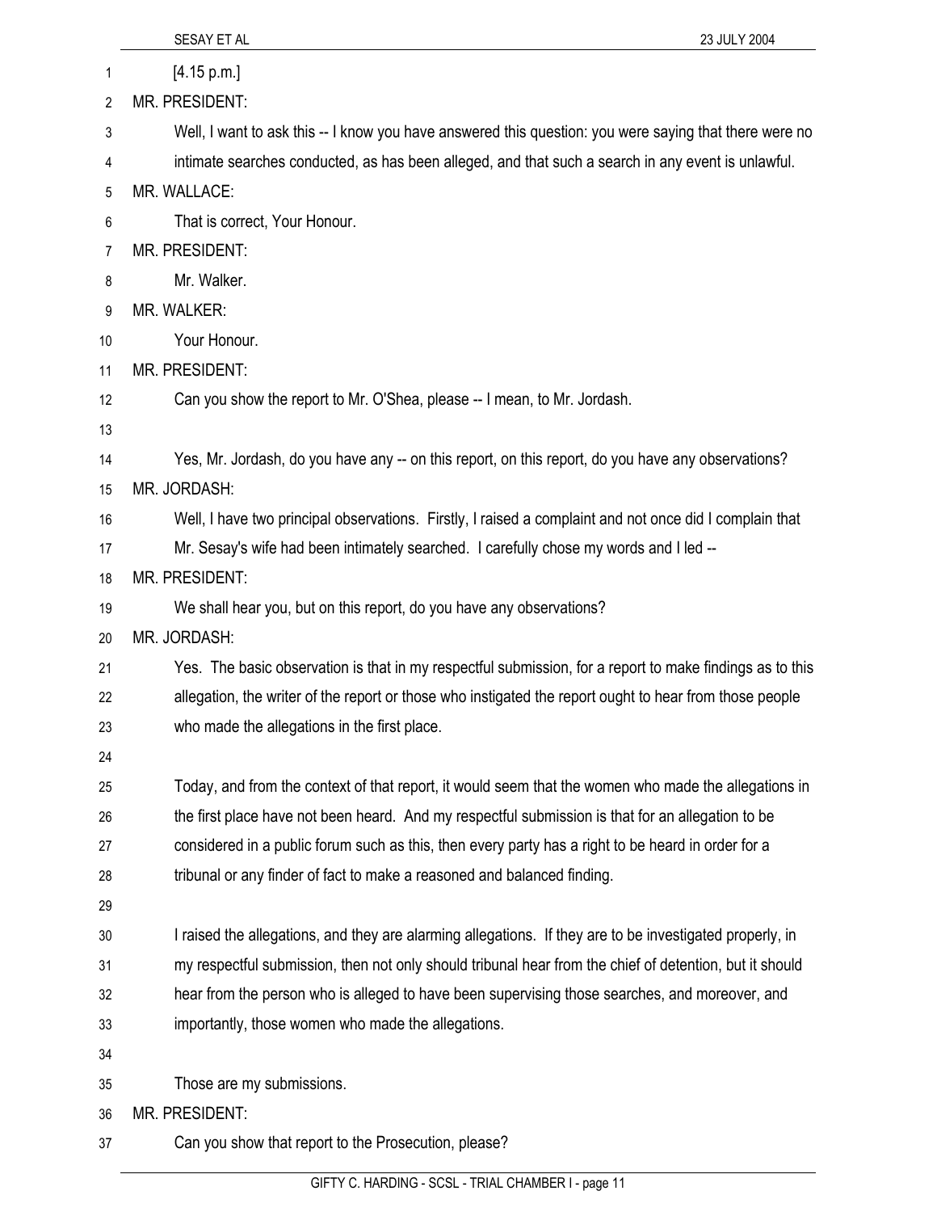[4.15 p.m.]

MR. PRESIDENT:

Well, I want to ask this -- I know you have answered this question: you were saying that there were no intimate searches conducted, as has been alleged, and that such a search in any event is unlawful.

MR. WALLACE:

That is correct, Your Honour.

MR. PRESIDENT:

Mr. Walker.

MR. WALKER:

Your Honour.

MR. PRESIDENT:

Can you show the report to Mr. O'Shea, please -- I mean, to Mr. Jordash.

Yes, Mr. Jordash, do you have any -- on this report, on this report, do you have any observations?

MR. JORDASH:

Well, I have two principal observations. Firstly, I raised a complaint and not once did I complain that Mr. Sesay's wife had been intimately searched. I carefully chose my words and I led --

MR. PRESIDENT:

We shall hear you, but on this report, do you have any observations?

MR. JORDASH:

Yes. The basic observation is that in my respectful submission, for a report to make findings as to this allegation, the writer of the report or those who instigated the report ought to hear from those people who made the allegations in the first place.

Today, and from the context of that report, it would seem that the women who made the allegations in the first place have not been heard. And my respectful submission is that for an allegation to be considered in a public forum such as this, then every party has a right to be heard in order for a tribunal or any finder of fact to make a reasoned and balanced finding.

I raised the allegations, and they are alarming allegations. If they are to be investigated properly, in my respectful submission, then not only should tribunal hear from the chief of detention, but it should hear from the person who is alleged to have been supervising those searches, and moreover, and importantly, those women who made the allegations.

Those are my submissions.

MR. PRESIDENT:

Can you show that report to the Prosecution, please?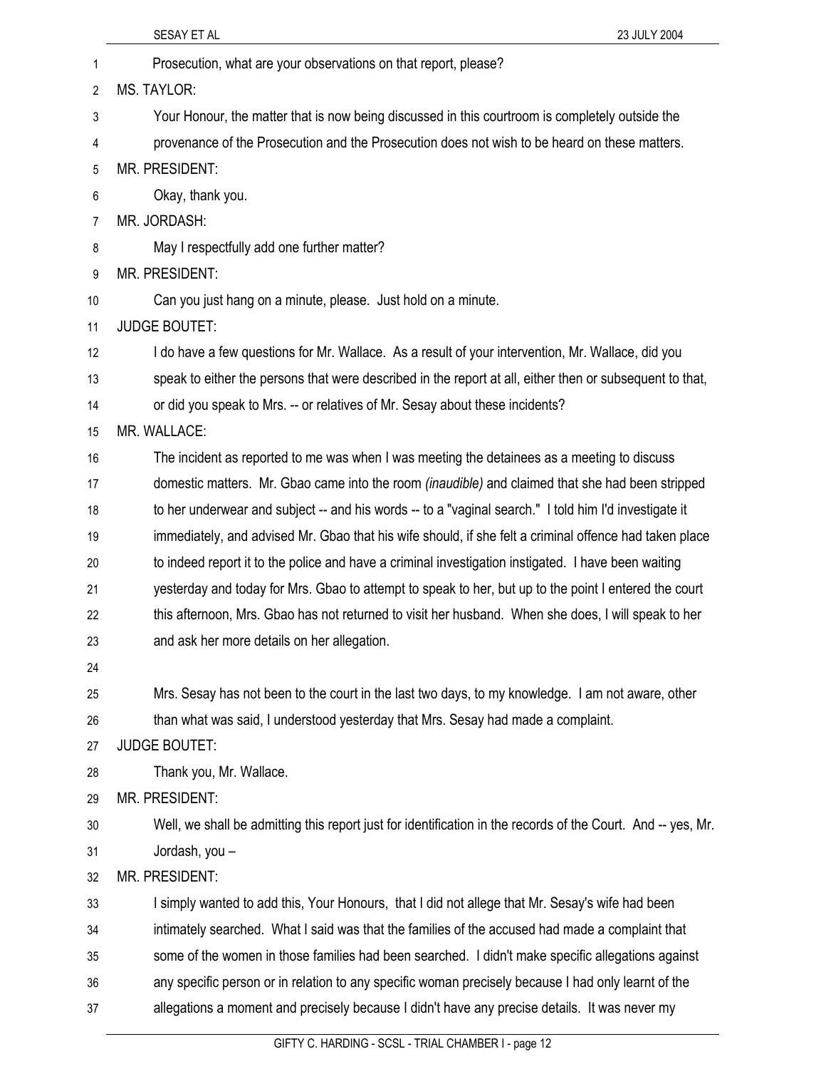Prosecution, what are your observations on that report, please?

MS. TAYLOR:

Your Honour, the matter that is now being discussed in this courtroom is completely outside the provenance of the Prosecution and the Prosecution does not wish to be heard on these matters.

MR. PRESIDENT:

Okay, thank you.

MR. JORDASH:

May I respectfully add one further matter?

MR. PRESIDENT:

Can you just hang on a minute, please. Just hold on a minute.

JUDGE BOUTET:

I do have a few questions for Mr. Wallace. As a result of your intervention, Mr. Wallace, did you speak to either the persons that were described in the report at all, either then or subsequent to that, or did you speak to Mrs. -- or relatives of Mr. Sesay about these incidents?

MR. WALLACE:

The incident as reported to me was when I was meeting the detainees as a meeting to discuss domestic matters. Mr. Gbao came into the room *(inaudible)* and claimed that she had been stripped to her underwear and subject -- and his words -- to a "vaginal search." I told him I'd investigate it immediately, and advised Mr. Gbao that his wife should, if she felt a criminal offence had taken place to indeed report it to the police and have a criminal investigation instigated. I have been waiting yesterday and today for Mrs. Gbao to attempt to speak to her, but up to the point I entered the court this afternoon, Mrs. Gbao has not returned to visit her husband. When she does, I will speak to her and ask her more details on her allegation.

Mrs. Sesay has not been to the court in the last two days, to my knowledge. I am not aware, other than what was said, I understood yesterday that Mrs. Sesay had made a complaint.

JUDGE BOUTET:

Thank you, Mr. Wallace.

MR. PRESIDENT:

Well, we shall be admitting this report just for identification in the records of the Court. And -- yes, Mr. Jordash, you –

MR. PRESIDENT:

I simply wanted to add this, Your Honours, that I did not allege that Mr. Sesay's wife had been intimately searched. What I said was that the families of the accused had made a complaint that some of the women in those families had been searched. I didn't make specific allegations against any specific person or in relation to any specific woman precisely because I had only learnt of the allegations a moment and precisely because I didn't have any precise details. It was never my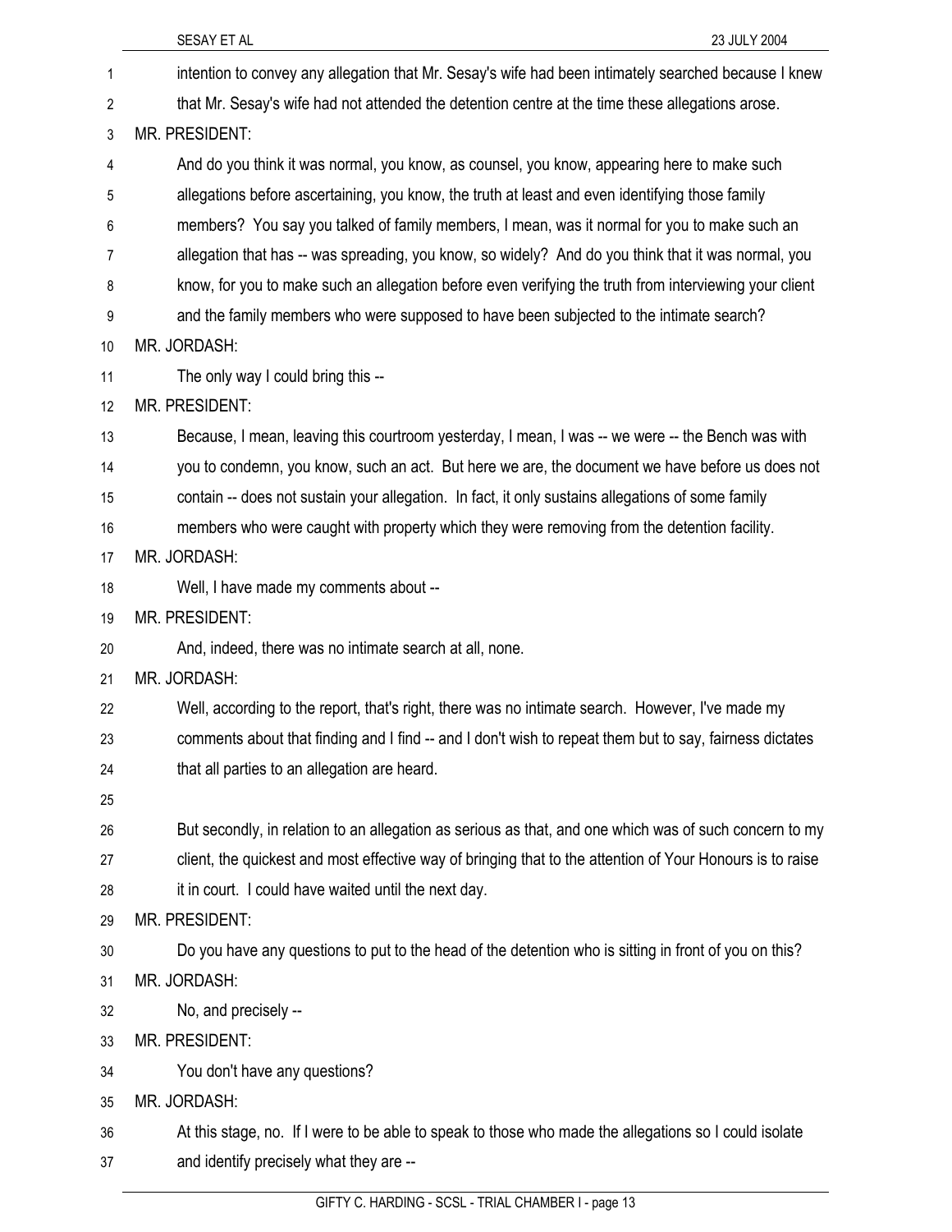intention to convey any allegation that Mr. Sesay's wife had been intimately searched because I knew that Mr. Sesay's wife had not attended the detention centre at the time these allegations arose.

MR. PRESIDENT:

And do you think it was normal, you know, as counsel, you know, appearing here to make such allegations before ascertaining, you know, the truth at least and even identifying those family members? You say you talked of family members, I mean, was it normal for you to make such an allegation that has -- was spreading, you know, so widely? And do you think that it was normal, you know, for you to make such an allegation before even verifying the truth from interviewing your client and the family members who were supposed to have been subjected to the intimate search?

MR. JORDASH:

The only way I could bring this --

MR. PRESIDENT:

Because, I mean, leaving this courtroom yesterday, I mean, I was -- we were -- the Bench was with you to condemn, you know, such an act. But here we are, the document we have before us does not contain -- does not sustain your allegation. In fact, it only sustains allegations of some family members who were caught with property which they were removing from the detention facility.

MR. JORDASH:

Well, I have made my comments about --

MR. PRESIDENT:

And, indeed, there was no intimate search at all, none.

MR. JORDASH:

Well, according to the report, that's right, there was no intimate search. However, I've made my comments about that finding and I find -- and I don't wish to repeat them but to say, fairness dictates that all parties to an allegation are heard.

But secondly, in relation to an allegation as serious as that, and one which was of such concern to my client, the quickest and most effective way of bringing that to the attention of Your Honours is to raise it in court. I could have waited until the next day.

MR. PRESIDENT:

Do you have any questions to put to the head of the detention who is sitting in front of you on this?

MR. JORDASH:

No, and precisely --

MR. PRESIDENT:

You don't have any questions?

MR. JORDASH:

At this stage, no. If I were to be able to speak to those who made the allegations so I could isolate and identify precisely what they are --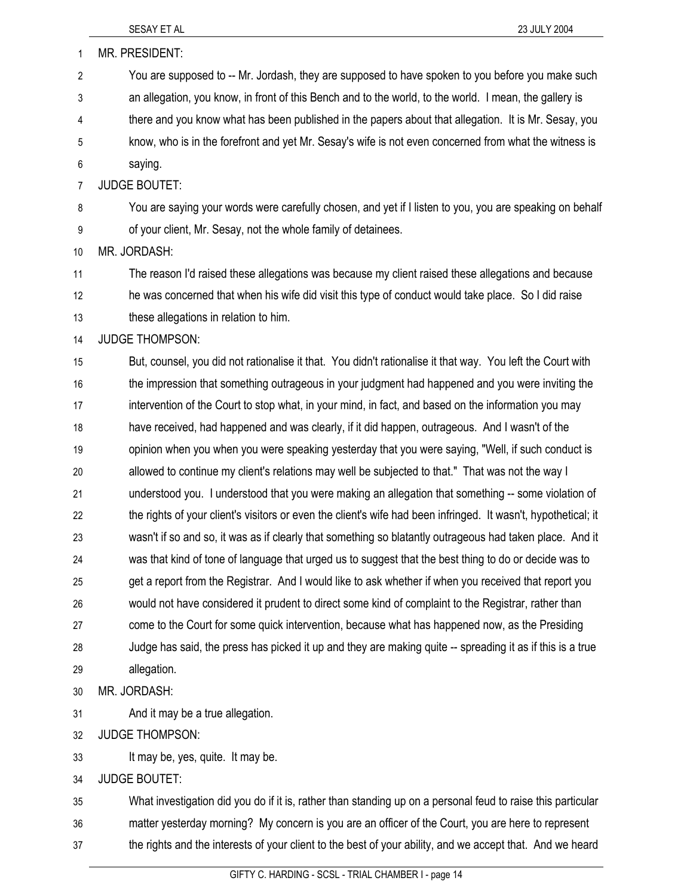MR. PRESIDENT:

You are supposed to -- Mr. Jordash, they are supposed to have spoken to you before you make such an allegation, you know, in front of this Bench and to the world, to the world. I mean, the gallery is there and you know what has been published in the papers about that allegation. It is Mr. Sesay, you know, who is in the forefront and yet Mr. Sesay's wife is not even concerned from what the witness is saying.

JUDGE BOUTET:

You are saying your words were carefully chosen, and yet if I listen to you, you are speaking on behalf of your client, Mr. Sesay, not the whole family of detainees.

MR. JORDASH:

The reason I'd raised these allegations was because my client raised these allegations and because he was concerned that when his wife did visit this type of conduct would take place. So I did raise these allegations in relation to him.

JUDGE THOMPSON:

But, counsel, you did not rationalise it that. You didn't rationalise it that way. You left the Court with the impression that something outrageous in your judgment had happened and you were inviting the intervention of the Court to stop what, in your mind, in fact, and based on the information you may have received, had happened and was clearly, if it did happen, outrageous. And I wasn't of the opinion when you when you were speaking yesterday that you were saying, "Well, if such conduct is allowed to continue my client's relations may well be subjected to that." That was not the way I understood you. I understood that you were making an allegation that something -- some violation of the rights of your client's visitors or even the client's wife had been infringed. It wasn't, hypothetical; it wasn't if so and so, it was as if clearly that something so blatantly outrageous had taken place. And it was that kind of tone of language that urged us to suggest that the best thing to do or decide was to get a report from the Registrar. And I would like to ask whether if when you received that report you would not have considered it prudent to direct some kind of complaint to the Registrar, rather than come to the Court for some quick intervention, because what has happened now, as the Presiding Judge has said, the press has picked it up and they are making quite -- spreading it as if this is a true allegation.

MR. JORDASH:

And it may be a true allegation.

JUDGE THOMPSON:

It may be, yes, quite. It may be.

JUDGE BOUTET:

What investigation did you do if it is, rather than standing up on a personal feud to raise this particular matter yesterday morning? My concern is you are an officer of the Court, you are here to represent the rights and the interests of your client to the best of your ability, and we accept that. And we heard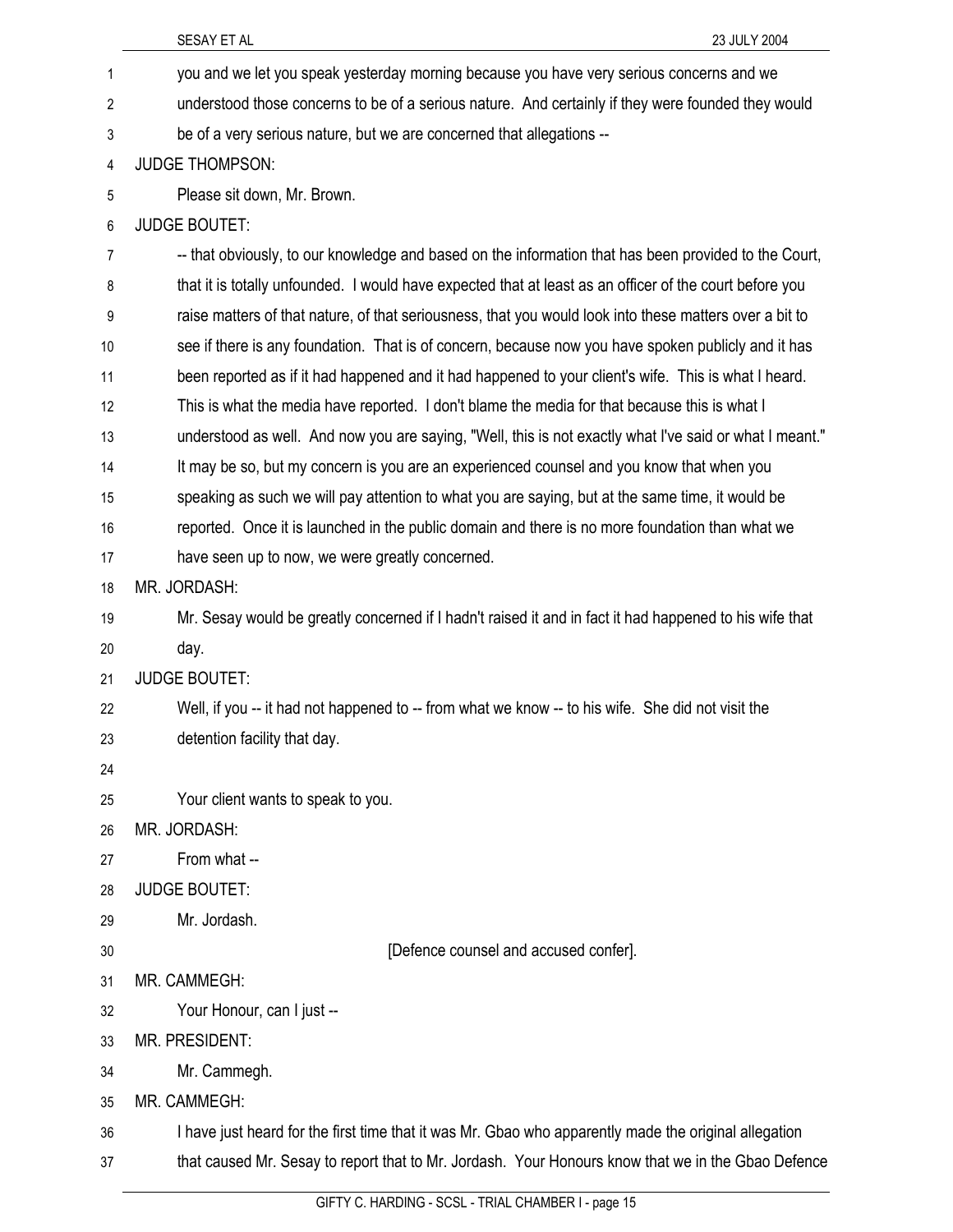you and we let you speak yesterday morning because you have very serious concerns and we understood those concerns to be of a serious nature. And certainly if they were founded they would be of a very serious nature, but we are concerned that allegations --

JUDGE THOMPSON:

Please sit down, Mr. Brown.

JUDGE BOUTET:

-- that obviously, to our knowledge and based on the information that has been provided to the Court, that it is totally unfounded. I would have expected that at least as an officer of the court before you raise matters of that nature, of that seriousness, that you would look into these matters over a bit to see if there is any foundation. That is of concern, because now you have spoken publicly and it has been reported as if it had happened and it had happened to your client's wife. This is what I heard. This is what the media have reported. I don't blame the media for that because this is what I understood as well. And now you are saying, "Well, this is not exactly what I've said or what I meant." It may be so, but my concern is you are an experienced counsel and you know that when you speaking as such we will pay attention to what you are saying, but at the same time, it would be reported. Once it is launched in the public domain and there is no more foundation than what we have seen up to now, we were greatly concerned.

MR. JORDASH:

Mr. Sesay would be greatly concerned if I hadn't raised it and in fact it had happened to his wife that day.

JUDGE BOUTET:

Well, if you -- it had not happened to -- from what we know -- to his wife. She did not visit the detention facility that day.

Your client wants to speak to you.

MR. JORDASH:

From what --

JUDGE BOUTET:

Mr. Jordash.

[Defence counsel and accused confer].

MR. CAMMEGH:

Your Honour, can I just --

MR. PRESIDENT:

Mr. Cammegh.

MR. CAMMEGH:

I have just heard for the first time that it was Mr. Gbao who apparently made the original allegation that caused Mr. Sesay to report that to Mr. Jordash. Your Honours know that we in the Gbao Defence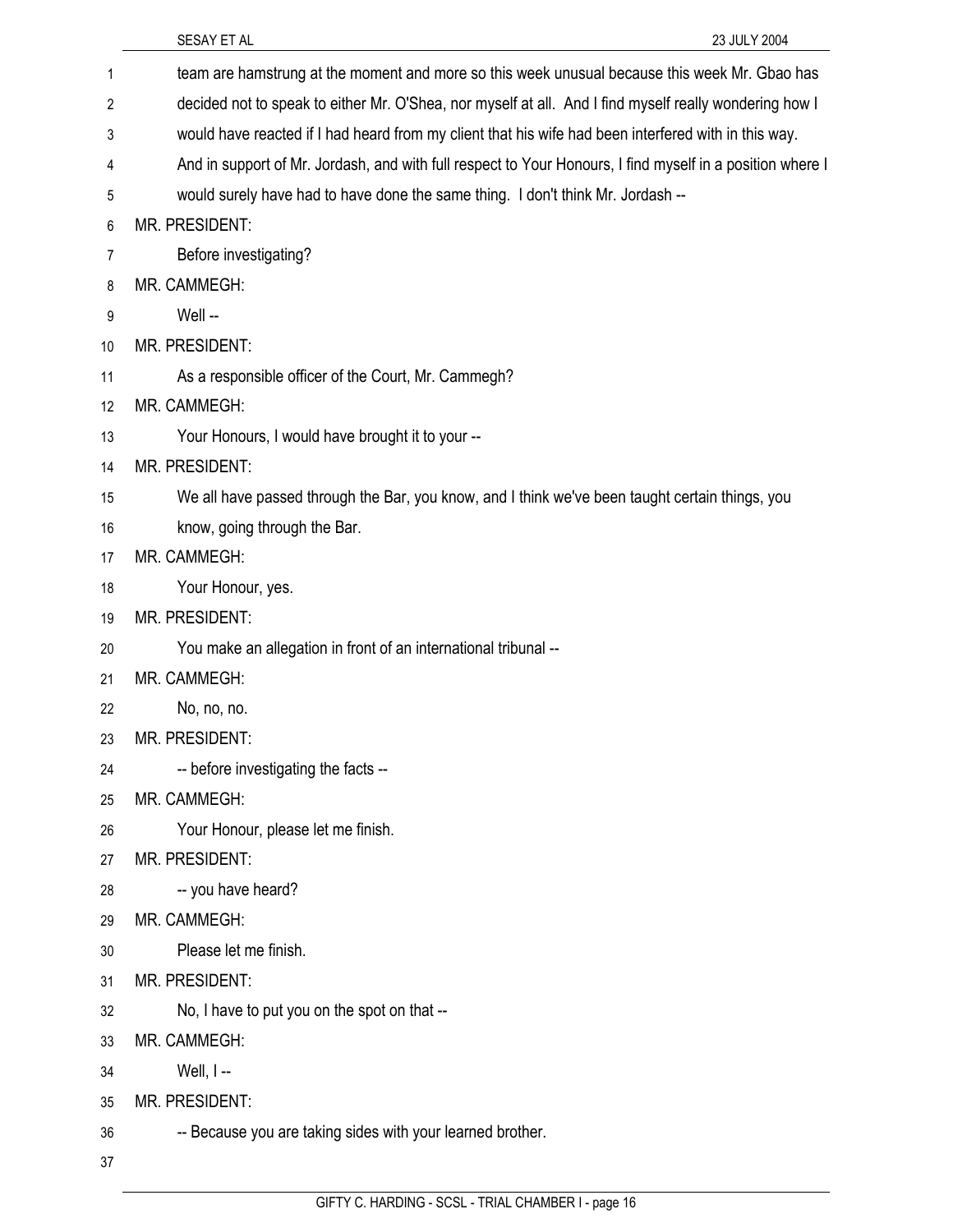team are hamstrung at the moment and more so this week unusual because this week Mr. Gbao has decided not to speak to either Mr. O'Shea, nor myself at all. And I find myself really wondering how I would have reacted if I had heard from my client that his wife had been interfered with in this way. And in support of Mr. Jordash, and with full respect to Your Honours, I find myself in a position where I would surely have had to have done the same thing. I don't think Mr. Jordash --

MR. PRESIDENT:

Before investigating?

MR. CAMMEGH:

Well --

MR. PRESIDENT:

As a responsible officer of the Court, Mr. Cammegh?

MR. CAMMEGH:

Your Honours, I would have brought it to your --

MR. PRESIDENT:

We all have passed through the Bar, you know, and I think we've been taught certain things, you know, going through the Bar.

MR. CAMMEGH:

Your Honour, yes.

MR. PRESIDENT:

You make an allegation in front of an international tribunal --

MR. CAMMEGH:

No, no, no.

MR. PRESIDENT:

-- before investigating the facts --

MR. CAMMEGH:

Your Honour, please let me finish.

MR. PRESIDENT:

-- you have heard?

MR. CAMMEGH:

Please let me finish.

MR. PRESIDENT:

No, I have to put you on the spot on that --

MR. CAMMEGH:

Well, I --

MR. PRESIDENT:

-- Because you are taking sides with your learned brother.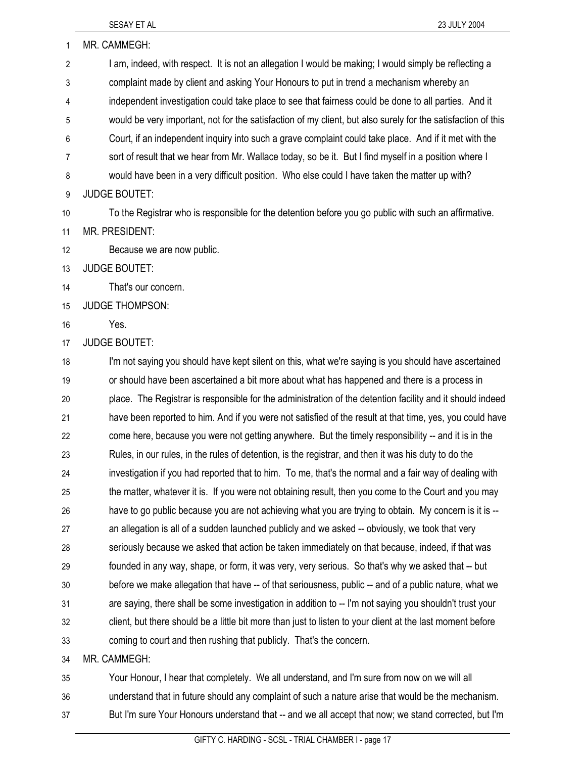MR. CAMMEGH:

I am, indeed, with respect. It is not an allegation I would be making; I would simply be reflecting a complaint made by client and asking Your Honours to put in trend a mechanism whereby an independent investigation could take place to see that fairness could be done to all parties. And it would be very important, not for the satisfaction of my client, but also surely for the satisfaction of this Court, if an independent inquiry into such a grave complaint could take place. And if it met with the sort of result that we hear from Mr. Wallace today, so be it. But I find myself in a position where I would have been in a very difficult position. Who else could I have taken the matter up with?

JUDGE BOUTET:

To the Registrar who is responsible for the detention before you go public with such an affirmative.

MR. PRESIDENT:

Because we are now public.

JUDGE BOUTET:

That's our concern.

JUDGE THOMPSON:

Yes.

JUDGE BOUTET:

I'm not saying you should have kept silent on this, what we're saying is you should have ascertained or should have been ascertained a bit more about what has happened and there is a process in place. The Registrar is responsible for the administration of the detention facility and it should indeed have been reported to him. And if you were not satisfied of the result at that time, yes, you could have come here, because you were not getting anywhere. But the timely responsibility -- and it is in the Rules, in our rules, in the rules of detention, is the registrar, and then it was his duty to do the investigation if you had reported that to him. To me, that's the normal and a fair way of dealing with the matter, whatever it is. If you were not obtaining result, then you come to the Court and you may have to go public because you are not achieving what you are trying to obtain. My concern is it is -- an allegation is all of a sudden launched publicly and we asked -- obviously, we took that very seriously because we asked that action be taken immediately on that because, indeed, if that was founded in any way, shape, or form, it was very, very serious. So that's why we asked that -- but before we make allegation that have -- of that seriousness, public -- and of a public nature, what we are saying, there shall be some investigation in addition to -- I'm not saying you shouldn't trust your client, but there should be a little bit more than just to listen to your client at the last moment before coming to court and then rushing that publicly. That's the concern.

MR. CAMMEGH:

Your Honour, I hear that completely. We all understand, and I'm sure from now on we will all understand that in future should any complaint of such a nature arise that would be the mechanism. But I'm sure Your Honours understand that -- and we all accept that now; we stand corrected, but I'm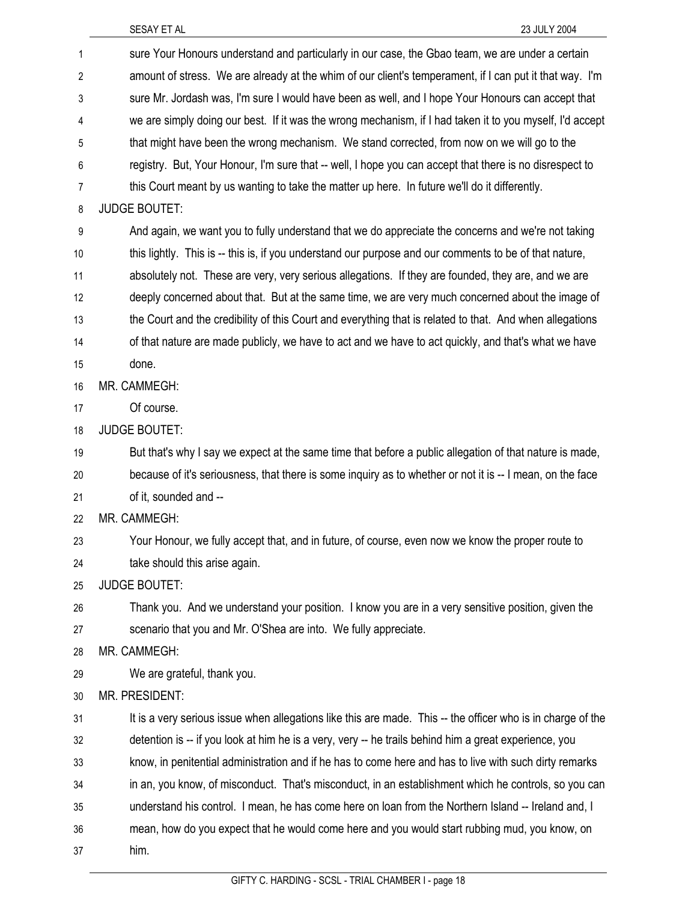sure Your Honours understand and particularly in our case, the Gbao team, we are under a certain amount of stress. We are already at the whim of our client's temperament, if I can put it that way. I'm sure Mr. Jordash was, I'm sure I would have been as well, and I hope Your Honours can accept that we are simply doing our best. If it was the wrong mechanism, if I had taken it to you myself, I'd accept that might have been the wrong mechanism. We stand corrected, from now on we will go to the registry. But, Your Honour, I'm sure that -- well, I hope you can accept that there is no disrespect to this Court meant by us wanting to take the matter up here. In future we'll do it differently.

JUDGE BOUTET:

And again, we want you to fully understand that we do appreciate the concerns and we're not taking this lightly. This is -- this is, if you understand our purpose and our comments to be of that nature, absolutely not. These are very, very serious allegations. If they are founded, they are, and we are deeply concerned about that. But at the same time, we are very much concerned about the image of the Court and the credibility of this Court and everything that is related to that. And when allegations of that nature are made publicly, we have to act and we have to act quickly, and that's what we have done.

MR. CAMMEGH:

Of course.

JUDGE BOUTET:

But that's why I say we expect at the same time that before a public allegation of that nature is made, because of it's seriousness, that there is some inquiry as to whether or not it is -- I mean, on the face of it, sounded and --

MR. CAMMEGH:

Your Honour, we fully accept that, and in future, of course, even now we know the proper route to take should this arise again.

JUDGE BOUTET:

Thank you. And we understand your position. I know you are in a very sensitive position, given the scenario that you and Mr. O'Shea are into. We fully appreciate.

MR. CAMMEGH:

We are grateful, thank you.

MR. PRESIDENT:

It is a very serious issue when allegations like this are made. This -- the officer who is in charge of the detention is -- if you look at him he is a very, very -- he trails behind him a great experience, you know, in penitential administration and if he has to come here and has to live with such dirty remarks in an, you know, of misconduct. That's misconduct, in an establishment which he controls, so you can understand his control. I mean, he has come here on loan from the Northern Island -- Ireland and, I mean, how do you expect that he would come here and you would start rubbing mud, you know, on him.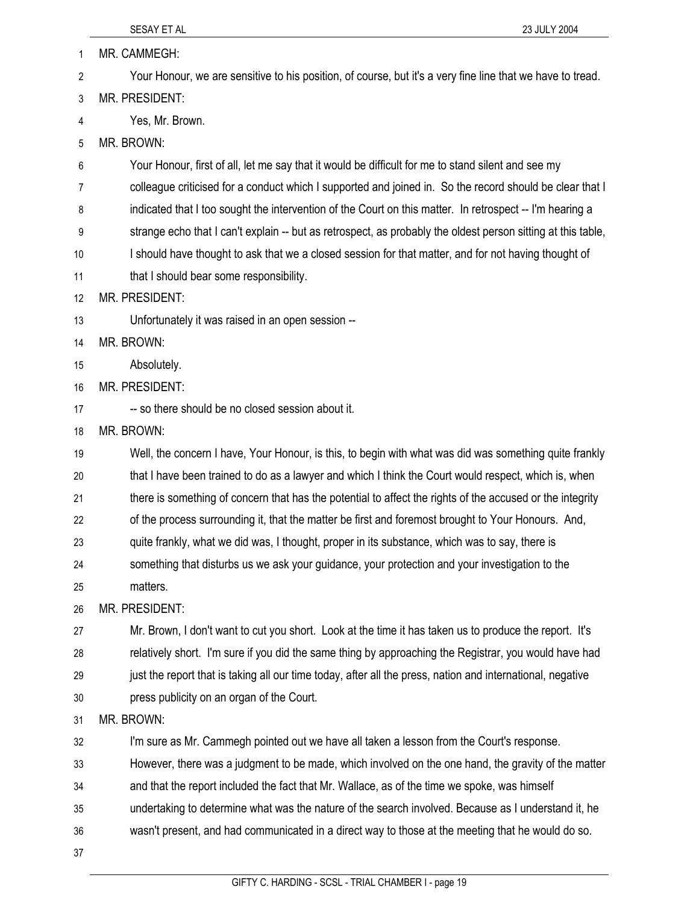MR. CAMMEGH:

Your Honour, we are sensitive to his position, of course, but it's a very fine line that we have to tread.

MR. PRESIDENT:

Yes, Mr. Brown.

MR. BROWN:

Your Honour, first of all, let me say that it would be difficult for me to stand silent and see my colleague criticised for a conduct which I supported and joined in. So the record should be clear that I indicated that I too sought the intervention of the Court on this matter. In retrospect -- I'm hearing a strange echo that I can't explain -- but as retrospect, as probably the oldest person sitting at this table, I should have thought to ask that we a closed session for that matter, and for not having thought of that I should bear some responsibility.

MR. PRESIDENT:

Unfortunately it was raised in an open session --

MR. BROWN:

Absolutely.

MR. PRESIDENT:

-- so there should be no closed session about it.

MR. BROWN:

Well, the concern I have, Your Honour, is this, to begin with what was did was something quite frankly that I have been trained to do as a lawyer and which I think the Court would respect, which is, when there is something of concern that has the potential to affect the rights of the accused or the integrity of the process surrounding it, that the matter be first and foremost brought to Your Honours. And, quite frankly, what we did was, I thought, proper in its substance, which was to say, there is something that disturbs us we ask your guidance, your protection and your investigation to the matters.

MR. PRESIDENT:

Mr. Brown, I don't want to cut you short. Look at the time it has taken us to produce the report. It's relatively short. I'm sure if you did the same thing by approaching the Registrar, you would have had just the report that is taking all our time today, after all the press, nation and international, negative press publicity on an organ of the Court.

MR. BROWN:

I'm sure as Mr. Cammegh pointed out we have all taken a lesson from the Court's response. However, there was a judgment to be made, which involved on the one hand, the gravity of the matter and that the report included the fact that Mr. Wallace, as of the time we spoke, was himself undertaking to determine what was the nature of the search involved. Because as I understand it, he wasn't present, and had communicated in a direct way to those at the meeting that he would do so.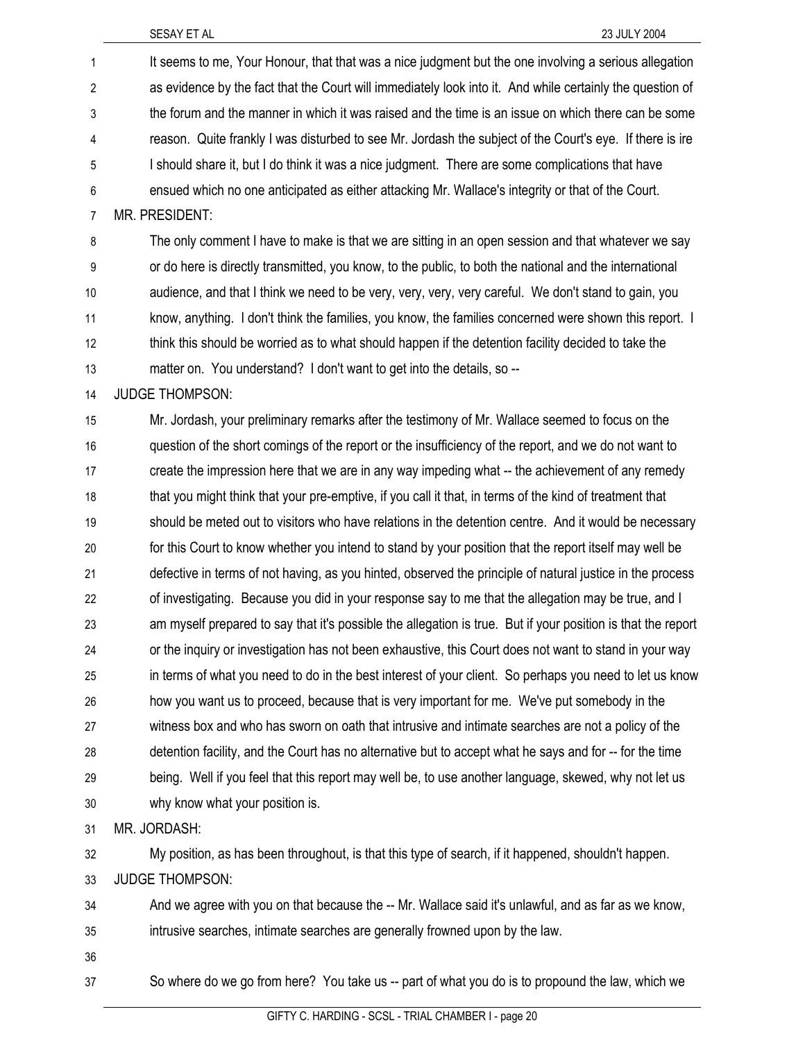It seems to me, Your Honour, that that was a nice judgment but the one involving a serious allegation as evidence by the fact that the Court will immediately look into it. And while certainly the question of the forum and the manner in which it was raised and the time is an issue on which there can be some reason. Quite frankly I was disturbed to see Mr. Jordash the subject of the Court's eye. If there is ire I should share it, but I do think it was a nice judgment. There are some complications that have ensued which no one anticipated as either attacking Mr. Wallace's integrity or that of the Court.

MR. PRESIDENT:

The only comment I have to make is that we are sitting in an open session and that whatever we say or do here is directly transmitted, you know, to the public, to both the national and the international audience, and that I think we need to be very, very, very, very careful. We don't stand to gain, you know, anything. I don't think the families, you know, the families concerned were shown this report. I think this should be worried as to what should happen if the detention facility decided to take the matter on. You understand? I don't want to get into the details, so --

JUDGE THOMPSON:

Mr. Jordash, your preliminary remarks after the testimony of Mr. Wallace seemed to focus on the question of the short comings of the report or the insufficiency of the report, and we do not want to create the impression here that we are in any way impeding what -- the achievement of any remedy that you might think that your pre-emptive, if you call it that, in terms of the kind of treatment that should be meted out to visitors who have relations in the detention centre. And it would be necessary for this Court to know whether you intend to stand by your position that the report itself may well be defective in terms of not having, as you hinted, observed the principle of natural justice in the process of investigating. Because you did in your response say to me that the allegation may be true, and I am myself prepared to say that it's possible the allegation is true. But if your position is that the report or the inquiry or investigation has not been exhaustive, this Court does not want to stand in your way in terms of what you need to do in the best interest of your client. So perhaps you need to let us know how you want us to proceed, because that is very important for me. We've put somebody in the witness box and who has sworn on oath that intrusive and intimate searches are not a policy of the detention facility, and the Court has no alternative but to accept what he says and for -- for the time being. Well if you feel that this report may well be, to use another language, skewed, why not let us why know what your position is.

MR. JORDASH:

My position, as has been throughout, is that this type of search, if it happened, shouldn't happen.

JUDGE THOMPSON:

And we agree with you on that because the -- Mr. Wallace said it's unlawful, and as far as we know, intrusive searches, intimate searches are generally frowned upon by the law.

So where do we go from here? You take us -- part of what you do is to propound the law, which we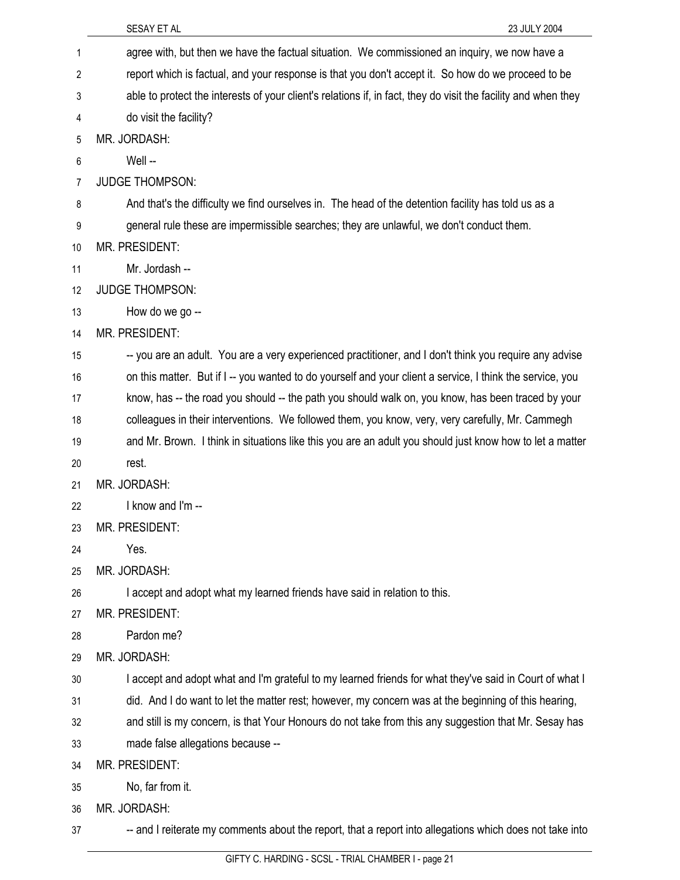agree with, but then we have the factual situation. We commissioned an inquiry, we now have a report which is factual, and your response is that you don't accept it. So how do we proceed to be able to protect the interests of your client's relations if, in fact, they do visit the facility and when they do visit the facility?

MR. JORDASH:

Well --

JUDGE THOMPSON:

And that's the difficulty we find ourselves in. The head of the detention facility has told us as a general rule these are impermissible searches; they are unlawful, we don't conduct them.

MR. PRESIDENT:

Mr. Jordash --

JUDGE THOMPSON:

How do we go --

MR. PRESIDENT:

-- you are an adult. You are a very experienced practitioner, and I don't think you require any advise on this matter. But if I -- you wanted to do yourself and your client a service, I think the service, you know, has -- the road you should -- the path you should walk on, you know, has been traced by your colleagues in their interventions. We followed them, you know, very, very carefully, Mr. Cammegh and Mr. Brown. I think in situations like this you are an adult you should just know how to let a matter rest.

MR. JORDASH:

I know and I'm --

MR. PRESIDENT:

Yes.

MR. JORDASH:

I accept and adopt what my learned friends have said in relation to this.

MR. PRESIDENT:

Pardon me?

MR. JORDASH:

I accept and adopt what and I'm grateful to my learned friends for what they've said in Court of what I did. And I do want to let the matter rest; however, my concern was at the beginning of this hearing, and still is my concern, is that Your Honours do not take from this any suggestion that Mr. Sesay has made false allegations because --

MR. PRESIDENT:

No, far from it.

MR. JORDASH:

-- and I reiterate my comments about the report, that a report into allegations which does not take into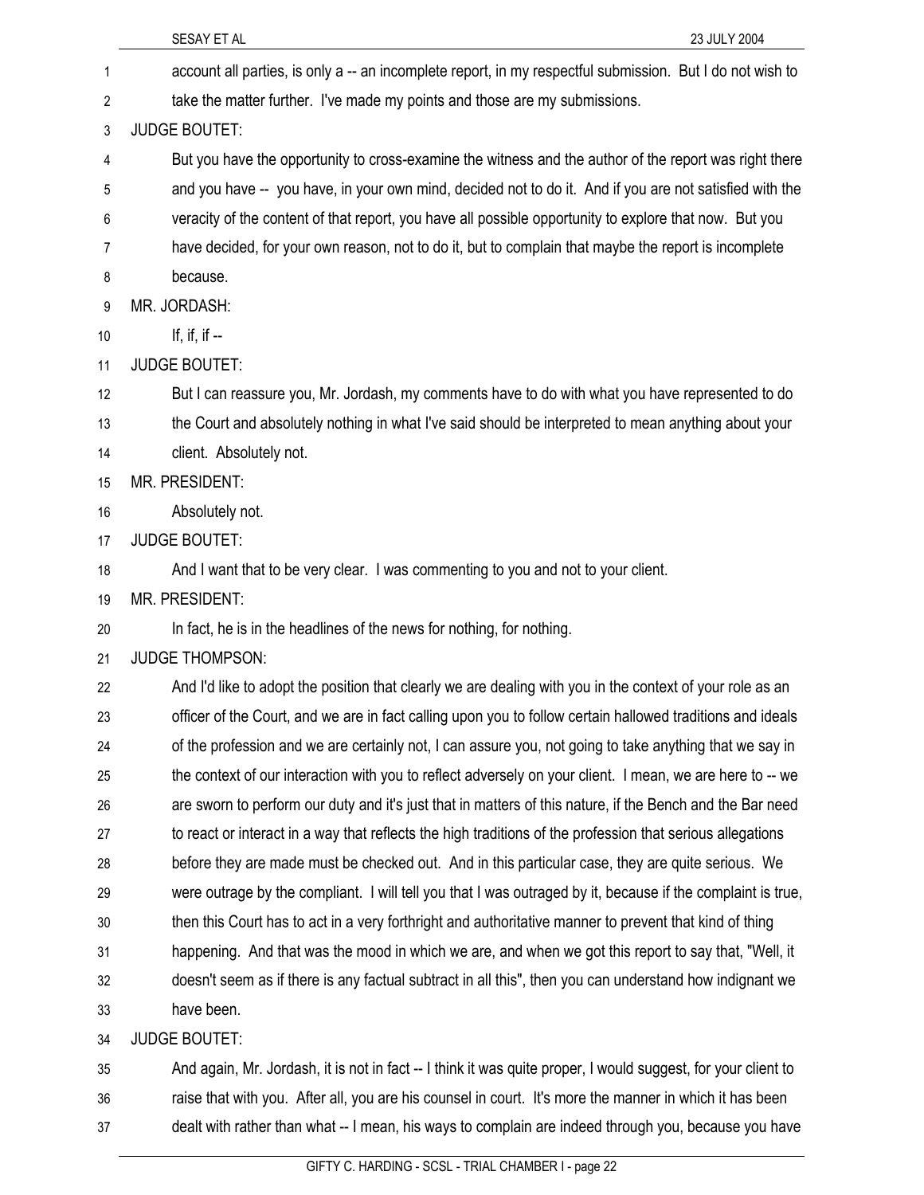account all parties, is only a -- an incomplete report, in my respectful submission. But I do not wish to take the matter further. I've made my points and those are my submissions.

JUDGE BOUTET:

But you have the opportunity to cross-examine the witness and the author of the report was right there and you have -- you have, in your own mind, decided not to do it. And if you are not satisfied with the veracity of the content of that report, you have all possible opportunity to explore that now. But you have decided, for your own reason, not to do it, but to complain that maybe the report is incomplete because.

MR. JORDASH:

If, if, if --

JUDGE BOUTET:

But I can reassure you, Mr. Jordash, my comments have to do with what you have represented to do the Court and absolutely nothing in what I've said should be interpreted to mean anything about your client. Absolutely not.

MR. PRESIDENT:

Absolutely not.

JUDGE BOUTET:

And I want that to be very clear. I was commenting to you and not to your client.

MR. PRESIDENT:

In fact, he is in the headlines of the news for nothing, for nothing.

JUDGE THOMPSON:

And I'd like to adopt the position that clearly we are dealing with you in the context of your role as an officer of the Court, and we are in fact calling upon you to follow certain hallowed traditions and ideals of the profession and we are certainly not, I can assure you, not going to take anything that we say in the context of our interaction with you to reflect adversely on your client. I mean, we are here to -- we are sworn to perform our duty and it's just that in matters of this nature, if the Bench and the Bar need to react or interact in a way that reflects the high traditions of the profession that serious allegations before they are made must be checked out. And in this particular case, they are quite serious. We were outrage by the compliant. I will tell you that I was outraged by it, because if the complaint is true, then this Court has to act in a very forthright and authoritative manner to prevent that kind of thing happening. And that was the mood in which we are, and when we got this report to say that, "Well, it doesn't seem as if there is any factual subtract in all this", then you can understand how indignant we have been.

JUDGE BOUTET:

And again, Mr. Jordash, it is not in fact -- I think it was quite proper, I would suggest, for your client to raise that with you. After all, you are his counsel in court. It's more the manner in which it has been dealt with rather than what -- I mean, his ways to complain are indeed through you, because you have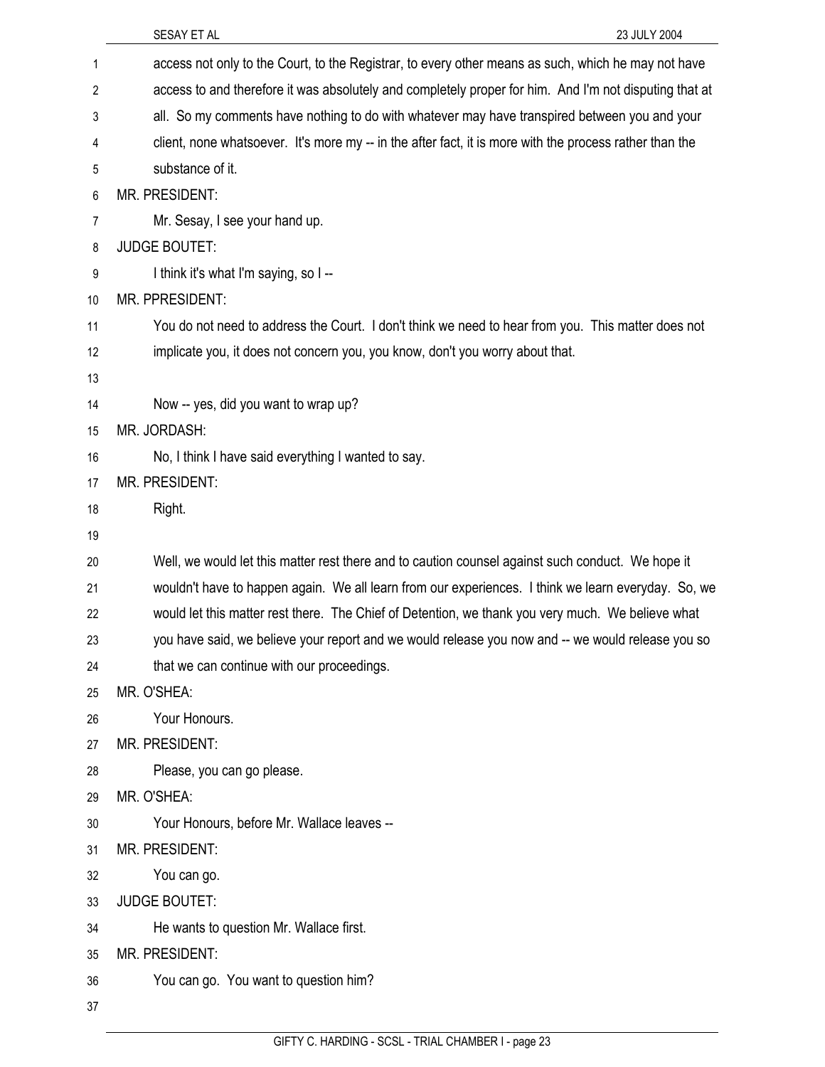access not only to the Court, to the Registrar, to every other means as such, which he may not have access to and therefore it was absolutely and completely proper for him. And I'm not disputing that at all. So my comments have nothing to do with whatever may have transpired between you and your client, none whatsoever. It's more my -- in the after fact, it is more with the process rather than the substance of it.

MR. PRESIDENT:

Mr. Sesay, I see your hand up.

JUDGE BOUTET:

I think it's what I'm saying, so I --

MR. PPRESIDENT:

You do not need to address the Court. I don't think we need to hear from you. This matter does not implicate you, it does not concern you, you know, don't you worry about that.

Now -- yes, did you want to wrap up?

MR. JORDASH:

No, I think I have said everything I wanted to say.

MR. PRESIDENT:

Right.

Well, we would let this matter rest there and to caution counsel against such conduct. We hope it wouldn't have to happen again. We all learn from our experiences. I think we learn everyday. So, we would let this matter rest there. The Chief of Detention, we thank you very much. We believe what you have said, we believe your report and we would release you now and -- we would release you so that we can continue with our proceedings.

MR. O'SHEA:

Your Honours.

MR. PRESIDENT:

Please, you can go please.

MR. O'SHEA:

Your Honours, before Mr. Wallace leaves --

MR. PRESIDENT:

You can go.

JUDGE BOUTET:

He wants to question Mr. Wallace first.

MR. PRESIDENT:

You can go. You want to question him?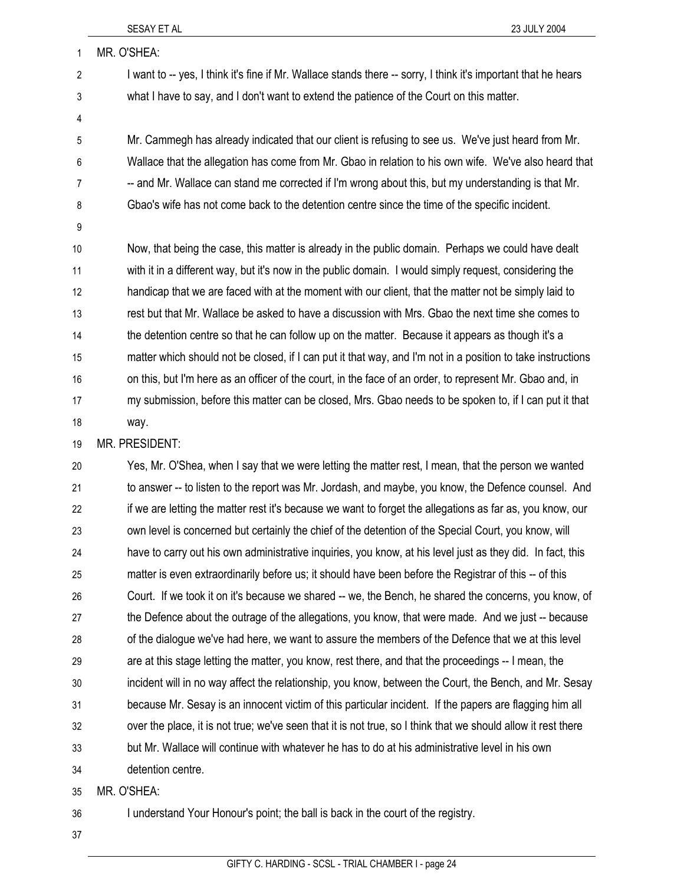MR. O'SHEA:

I want to -- yes, I think it's fine if Mr. Wallace stands there -- sorry, I think it's important that he hears what I have to say, and I don't want to extend the patience of the Court on this matter.

Mr. Cammegh has already indicated that our client is refusing to see us. We've just heard from Mr. Wallace that the allegation has come from Mr. Gbao in relation to his own wife. We've also heard that -- and Mr. Wallace can stand me corrected if I'm wrong about this, but my understanding is that Mr. Gbao's wife has not come back to the detention centre since the time of the specific incident.

Now, that being the case, this matter is already in the public domain. Perhaps we could have dealt with it in a different way, but it's now in the public domain. I would simply request, considering the handicap that we are faced with at the moment with our client, that the matter not be simply laid to rest but that Mr. Wallace be asked to have a discussion with Mrs. Gbao the next time she comes to the detention centre so that he can follow up on the matter. Because it appears as though it's a matter which should not be closed, if I can put it that way, and I'm not in a position to take instructions on this, but I'm here as an officer of the court, in the face of an order, to represent Mr. Gbao and, in my submission, before this matter can be closed, Mrs. Gbao needs to be spoken to, if I can put it that way.

MR. PRESIDENT:

Yes, Mr. O'Shea, when I say that we were letting the matter rest, I mean, that the person we wanted to answer -- to listen to the report was Mr. Jordash, and maybe, you know, the Defence counsel. And if we are letting the matter rest it's because we want to forget the allegations as far as, you know, our own level is concerned but certainly the chief of the detention of the Special Court, you know, will have to carry out his own administrative inquiries, you know, at his level just as they did. In fact, this matter is even extraordinarily before us; it should have been before the Registrar of this -- of this Court. If we took it on it's because we shared -- we, the Bench, he shared the concerns, you know, of the Defence about the outrage of the allegations, you know, that were made. And we just -- because of the dialogue we've had here, we want to assure the members of the Defence that we at this level are at this stage letting the matter, you know, rest there, and that the proceedings -- I mean, the incident will in no way affect the relationship, you know, between the Court, the Bench, and Mr. Sesay because Mr. Sesay is an innocent victim of this particular incident. If the papers are flagging him all over the place, it is not true; we've seen that it is not true, so I think that we should allow it rest there but Mr. Wallace will continue with whatever he has to do at his administrative level in his own detention centre.

MR. O'SHEA:

I understand Your Honour's point; the ball is back in the court of the registry.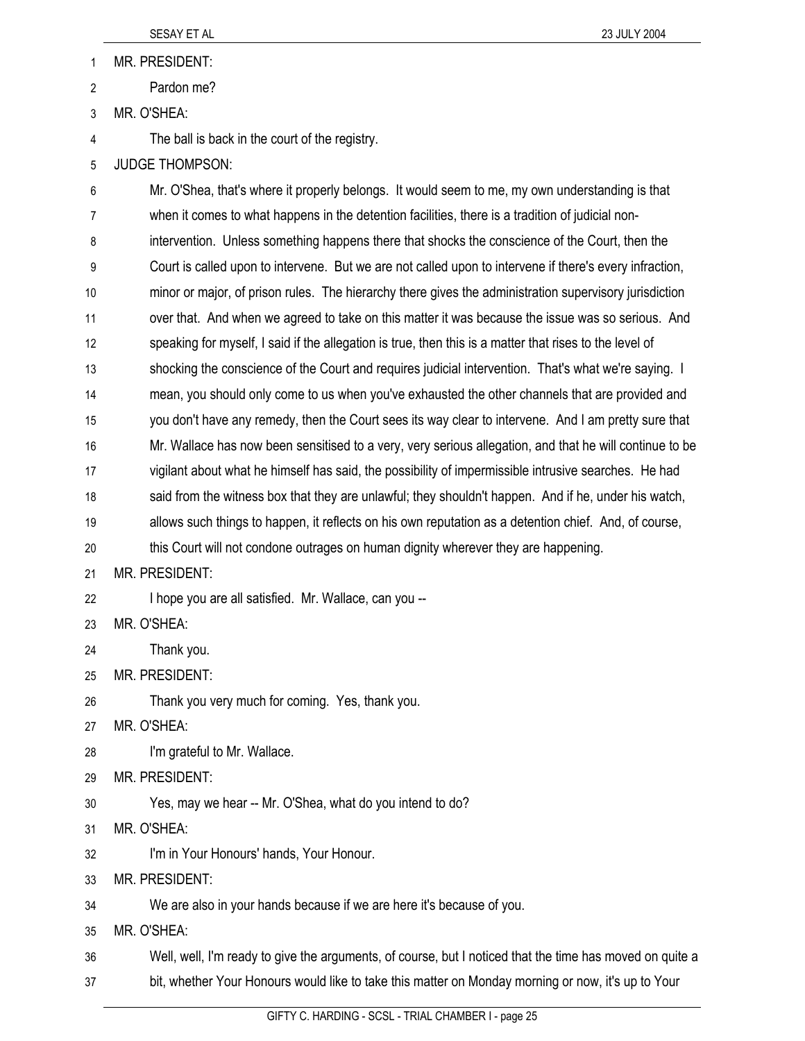MR. PRESIDENT:

Pardon me?

MR. O'SHEA:

The ball is back in the court of the registry.

JUDGE THOMPSON:

Mr. O'Shea, that's where it properly belongs. It would seem to me, my own understanding is that when it comes to what happens in the detention facilities, there is a tradition of judicial non-intervention. Unless something happens there that shocks the conscience of the Court, then the Court is called upon to intervene. But we are not called upon to intervene if there's every infraction, minor or major, of prison rules. The hierarchy there gives the administration supervisory jurisdiction over that. And when we agreed to take on this matter it was because the issue was so serious. And speaking for myself, I said if the allegation is true, then this is a matter that rises to the level of shocking the conscience of the Court and requires judicial intervention. That's what we're saying. I mean, you should only come to us when you've exhausted the other channels that are provided and you don't have any remedy, then the Court sees its way clear to intervene. And I am pretty sure that Mr. Wallace has now been sensitised to a very, very serious allegation, and that he will continue to be vigilant about what he himself has said, the possibility of impermissible intrusive searches. He had said from the witness box that they are unlawful; they shouldn't happen. And if he, under his watch, allows such things to happen, it reflects on his own reputation as a detention chief. And, of course, this Court will not condone outrages on human dignity wherever they are happening.

MR. PRESIDENT:

I hope you are all satisfied. Mr. Wallace, can you --

MR. O'SHEA:

Thank you.

MR. PRESIDENT:

Thank you very much for coming. Yes, thank you.

MR. O'SHEA:

I'm grateful to Mr. Wallace.

MR. PRESIDENT:

Yes, may we hear -- Mr. O'Shea, what do you intend to do?

MR. O'SHEA:

I'm in Your Honours' hands, Your Honour.

MR. PRESIDENT:

We are also in your hands because if we are here it's because of you.

MR. O'SHEA:

Well, well, I'm ready to give the arguments, of course, but I noticed that the time has moved on quite a bit, whether Your Honours would like to take this matter on Monday morning or now, it's up to Your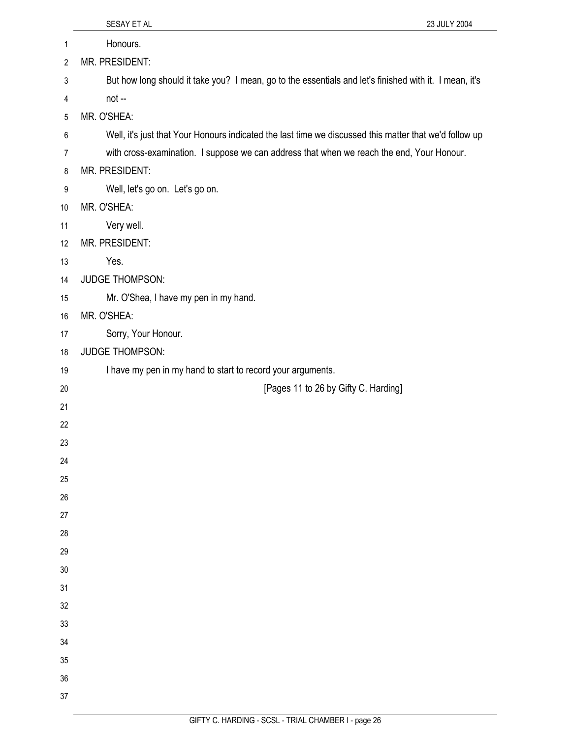Honours.

MR. PRESIDENT:

But how long should it take you? I mean, go to the essentials and let's finished with it. I mean, it's not --

MR. O'SHEA:

Well, it's just that Your Honours indicated the last time we discussed this matter that we'd follow up with cross-examination. I suppose we can address that when we reach the end, Your Honour.

MR. PRESIDENT:

Well, let's go on. Let's go on.

MR. O'SHEA:

Very well.

MR. PRESIDENT:

Yes.

JUDGE THOMPSON:

Mr. O'Shea, I have my pen in my hand.

MR. O'SHEA:

Sorry, Your Honour.

JUDGE THOMPSON:

I have my pen in my hand to start to record your arguments.

[Pages 11 to 26 by Gifty C. Harding]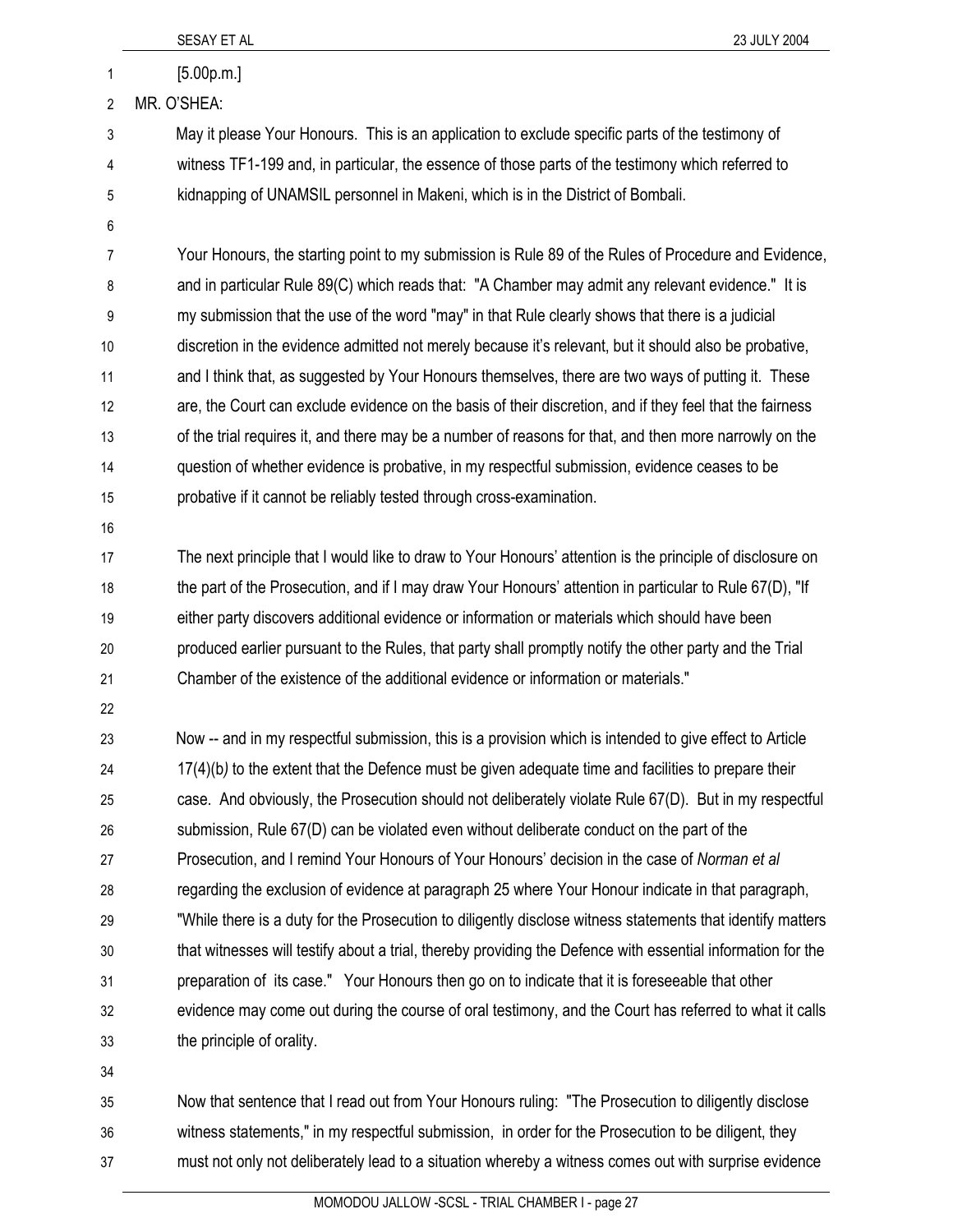[5.00p.m.]

MR. O'SHEA:

May it please Your Honours. This is an application to exclude specific parts of the testimony of witness TF1-199 and, in particular, the essence of those parts of the testimony which referred to kidnapping of UNAMSIL personnel in Makeni, which is in the District of Bombali.

Your Honours, the starting point to my submission is Rule 89 of the Rules of Procedure and Evidence, and in particular Rule 89(C) which reads that: "A Chamber may admit any relevant evidence." It is my submission that the use of the word "may" in that Rule clearly shows that there is a judicial discretion in the evidence admitted not merely because it's relevant, but it should also be probative, and I think that, as suggested by Your Honours themselves, there are two ways of putting it. These are, the Court can exclude evidence on the basis of their discretion, and if they feel that the fairness of the trial requires it, and there may be a number of reasons for that, and then more narrowly on the question of whether evidence is probative, in my respectful submission, evidence ceases to be probative if it cannot be reliably tested through cross-examination.

The next principle that I would like to draw to Your Honours' attention is the principle of disclosure on the part of the Prosecution, and if I may draw Your Honours' attention in particular to Rule 67(D), "If either party discovers additional evidence or information or materials which should have been produced earlier pursuant to the Rules, that party shall promptly notify the other party and the Trial Chamber of the existence of the additional evidence or information or materials."

Now -- and in my respectful submission, this is a provision which is intended to give effect to Article 17(4)(b) to the extent that the Defence must be given adequate time and facilities to prepare their case. And obviously, the Prosecution should not deliberately violate Rule 67(D). But in my respectful submission, Rule 67(D) can be violated even without deliberate conduct on the part of the Prosecution, and I remind Your Honours of Your Honours' decision in the case of *Norman et al* regarding the exclusion of evidence at paragraph 25 where Your Honour indicate in that paragraph, "While there is a duty for the Prosecution to diligently disclose witness statements that identify matters that witnesses will testify about a trial, thereby providing the Defence with essential information for the preparation of its case." Your Honours then go on to indicate that it is foreseeable that other evidence may come out during the course of oral testimony, and the Court has referred to what it calls the principle of orality.

Now that sentence that I read out from Your Honours ruling: "The Prosecution to diligently disclose witness statements," in my respectful submission, in order for the Prosecution to be diligent, they must not only not deliberately lead to a situation whereby a witness comes out with surprise evidence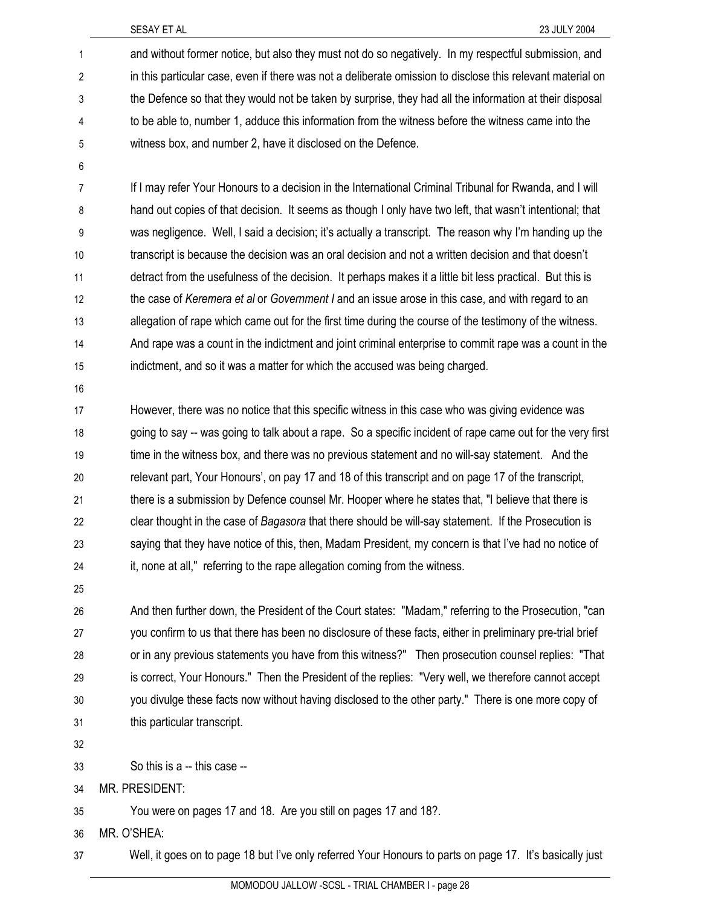and without former notice, but also they must not do so negatively. In my respectful submission, and in this particular case, even if there was not a deliberate omission to disclose this relevant material on the Defence so that they would not be taken by surprise, they had all the information at their disposal to be able to, number 1, adduce this information from the witness before the witness came into the witness box, and number 2, have it disclosed on the Defence.

If I may refer Your Honours to a decision in the International Criminal Tribunal for Rwanda, and I will hand out copies of that decision. It seems as though I only have two left, that wasn't intentional; that was negligence. Well, I said a decision; it's actually a transcript. The reason why I'm handing up the transcript is because the decision was an oral decision and not a written decision and that doesn't detract from the usefulness of the decision. It perhaps makes it a little bit less practical. But this is the case of *Keremera et al* or *Government I* and an issue arose in this case, and with regard to an allegation of rape which came out for the first time during the course of the testimony of the witness. And rape was a count in the indictment and joint criminal enterprise to commit rape was a count in the indictment, and so it was a matter for which the accused was being charged.

However, there was no notice that this specific witness in this case who was giving evidence was going to say -- was going to talk about a rape. So a specific incident of rape came out for the very first time in the witness box, and there was no previous statement and no will-say statement. And the relevant part, Your Honours', on pay 17 and 18 of this transcript and on page 17 of the transcript, there is a submission by Defence counsel Mr. Hooper where he states that, "I believe that there is clear thought in the case of *Bagasora* that there should be will-say statement. If the Prosecution is saying that they have notice of this, then, Madam President, my concern is that I've had no notice of it, none at all," referring to the rape allegation coming from the witness.

And then further down, the President of the Court states: "Madam," referring to the Prosecution, "can you confirm to us that there has been no disclosure of these facts, either in preliminary pre-trial brief or in any previous statements you have from this witness?" Then prosecution counsel replies: "That is correct, Your Honours." Then the President of the replies: "Very well, we therefore cannot accept you divulge these facts now without having disclosed to the other party." There is one more copy of this particular transcript.

So this is a -- this case --

MR. PRESIDENT:

You were on pages 17 and 18. Are you still on pages 17 and 18?.

MR. O'SHEA:

Well, it goes on to page 18 but I've only referred Your Honours to parts on page 17. It's basically just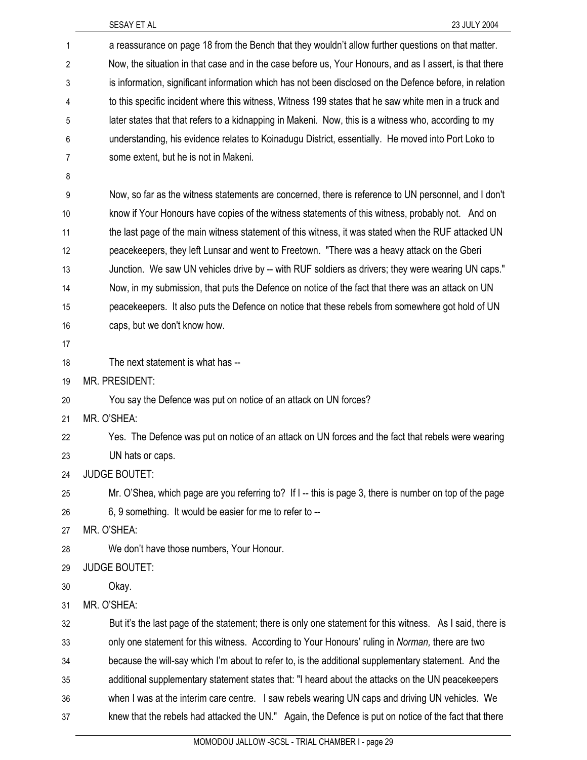a reassurance on page 18 from the Bench that they wouldn't allow further questions on that matter. Now, the situation in that case and in the case before us, Your Honours, and as I assert, is that there is information, significant information which has not been disclosed on the Defence before, in relation to this specific incident where this witness, Witness 199 states that he saw white men in a truck and later states that that refers to a kidnapping in Makeni. Now, this is a witness who, according to my understanding, his evidence relates to Koinadugu District, essentially. He moved into Port Loko to some extent, but he is not in Makeni.

Now, so far as the witness statements are concerned, there is reference to UN personnel, and I don't know if Your Honours have copies of the witness statements of this witness, probably not. And on the last page of the main witness statement of this witness, it was stated when the RUF attacked UN peacekeepers, they left Lunsar and went to Freetown. "There was a heavy attack on the Gberi Junction. We saw UN vehicles drive by -- with RUF soldiers as drivers; they were wearing UN caps." Now, in my submission, that puts the Defence on notice of the fact that there was an attack on UN peacekeepers. It also puts the Defence on notice that these rebels from somewhere got hold of UN caps, but we don't know how.

The next statement is what has --

MR. PRESIDENT:

You say the Defence was put on notice of an attack on UN forces?

MR. O'SHEA:

Yes. The Defence was put on notice of an attack on UN forces and the fact that rebels were wearing UN hats or caps.

JUDGE BOUTET:

Mr. O'Shea, which page are you referring to? If I -- this is page 3, there is number on top of the page 6, 9 something. It would be easier for me to refer to --

MR. O'SHEA:

We don't have those numbers, Your Honour.

JUDGE BOUTET:

Okay.

MR. O'SHEA:

But it's the last page of the statement; there is only one statement for this witness. As I said, there is only one statement for this witness. According to Your Honours' ruling in *Norman,* there are two because the will-say which I'm about to refer to, is the additional supplementary statement. And the additional supplementary statement states that: "I heard about the attacks on the UN peacekeepers when I was at the interim care centre. I saw rebels wearing UN caps and driving UN vehicles. We knew that the rebels had attacked the UN." Again, the Defence is put on notice of the fact that there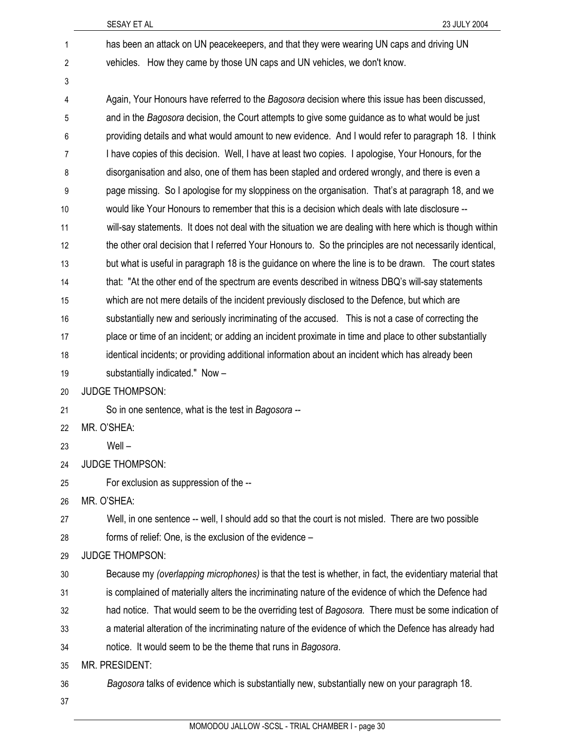has been an attack on UN peacekeepers, and that they were wearing UN caps and driving UN vehicles. How they came by those UN caps and UN vehicles, we don't know.

Again, Your Honours have referred to the *Bagosora* decision where this issue has been discussed, and in the *Bagosora* decision, the Court attempts to give some guidance as to what would be just providing details and what would amount to new evidence. And I would refer to paragraph 18. I think I have copies of this decision. Well, I have at least two copies. I apologise, Your Honours, for the disorganisation and also, one of them has been stapled and ordered wrongly, and there is even a page missing. So I apologise for my sloppiness on the organisation. That's at paragraph 18, and we would like Your Honours to remember that this is a decision which deals with late disclosure -- will-say statements. It does not deal with the situation we are dealing with here which is though within the other oral decision that I referred Your Honours to. So the principles are not necessarily identical, but what is useful in paragraph 18 is the guidance on where the line is to be drawn. The court states that: "At the other end of the spectrum are events described in witness DBQ's will-say statements which are not mere details of the incident previously disclosed to the Defence, but which are substantially new and seriously incriminating of the accused. This is not a case of correcting the place or time of an incident; or adding an incident proximate in time and place to other substantially identical incidents; or providing additional information about an incident which has already been substantially indicated." Now –

JUDGE THOMPSON:

So in one sentence, what is the test in *Bagosora* --

MR. O'SHEA:

Well –

JUDGE THOMPSON:

For exclusion as suppression of the --

MR. O'SHEA:

Well, in one sentence -- well, I should add so that the court is not misled. There are two possible forms of relief: One, is the exclusion of the evidence –

JUDGE THOMPSON:

Because my *(overlapping microphones)* is that the test is whether, in fact, the evidentiary material that is complained of materially alters the incriminating nature of the evidence of which the Defence had had notice. That would seem to be the overriding test of *Bagosora.* There must be some indication of a material alteration of the incriminating nature of the evidence of which the Defence has already had notice. It would seem to be the theme that runs in *Bagosora*.

MR. PRESIDENT:

*Bagosora* talks of evidence which is substantially new, substantially new on your paragraph 18.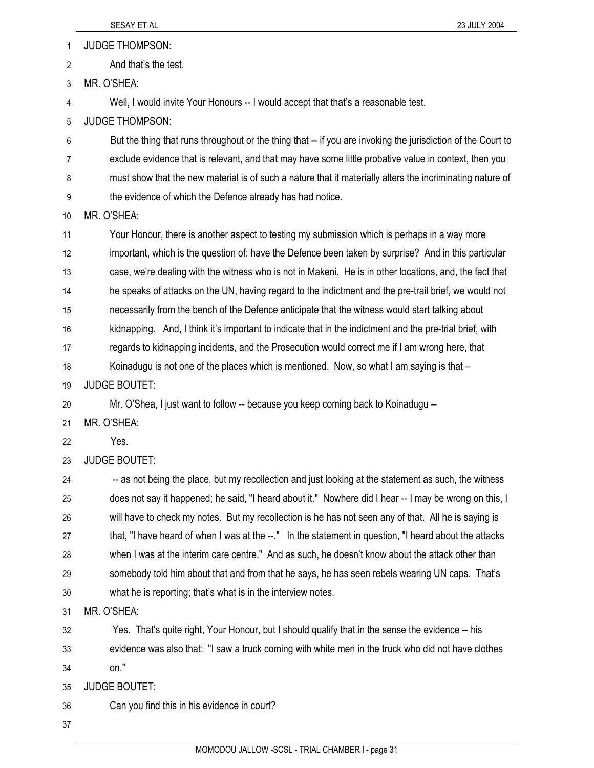JUDGE THOMPSON:

And that's the test.

MR. O'SHEA:

Well, I would invite Your Honours -- I would accept that that's a reasonable test.

JUDGE THOMPSON:

But the thing that runs throughout or the thing that -- if you are invoking the jurisdiction of the Court to exclude evidence that is relevant, and that may have some little probative value in context, then you must show that the new material is of such a nature that it materially alters the incriminating nature of the evidence of which the Defence already has had notice.

MR. O'SHEA:

Your Honour, there is another aspect to testing my submission which is perhaps in a way more important, which is the question of: have the Defence been taken by surprise? And in this particular case, we're dealing with the witness who is not in Makeni. He is in other locations, and, the fact that he speaks of attacks on the UN, having regard to the indictment and the pre-trail brief, we would not necessarily from the bench of the Defence anticipate that the witness would start talking about kidnapping. And, I think it's important to indicate that in the indictment and the pre-trial brief, with regards to kidnapping incidents, and the Prosecution would correct me if I am wrong here, that Koinadugu is not one of the places which is mentioned. Now, so what I am saying is that –

JUDGE BOUTET:

Mr. O'Shea, I just want to follow -- because you keep coming back to Koinadugu --

MR. O'SHEA:

Yes.

JUDGE BOUTET:

-- as not being the place, but my recollection and just looking at the statement as such, the witness does not say it happened; he said, "I heard about it." Nowhere did I hear -- I may be wrong on this, I will have to check my notes. But my recollection is he has not seen any of that. All he is saying is that, "I have heard of when I was at the --." In the statement in question, "I heard about the attacks when I was at the interim care centre." And as such, he doesn't know about the attack other than somebody told him about that and from that he says, he has seen rebels wearing UN caps. That's what he is reporting; that's what is in the interview notes.

MR. O'SHEA:

Yes. That's quite right, Your Honour, but I should qualify that in the sense the evidence -- his evidence was also that: "I saw a truck coming with white men in the truck who did not have clothes on."

JUDGE BOUTET:

Can you find this in his evidence in court?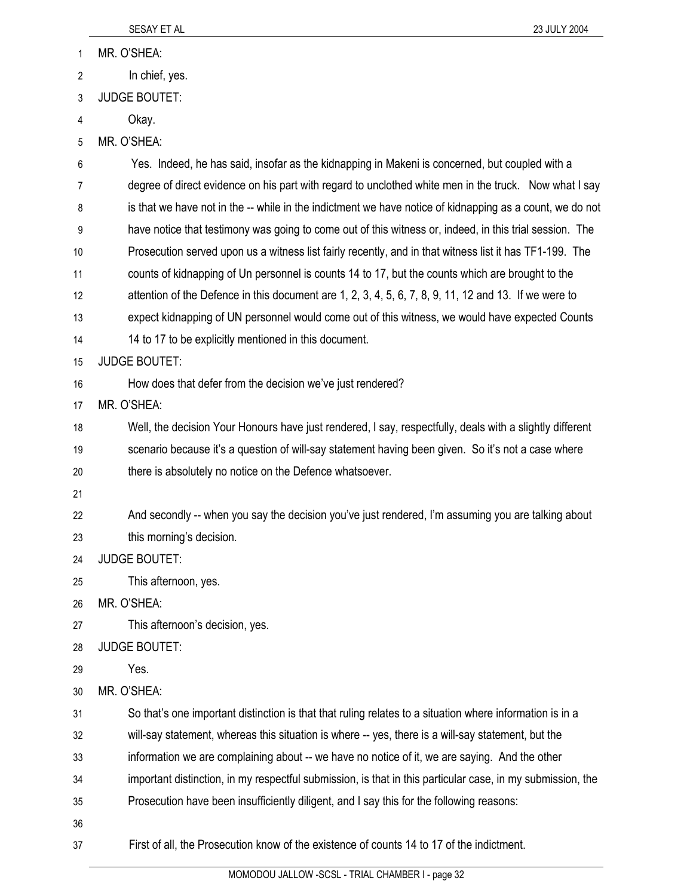MR. O'SHEA:

In chief, yes.

JUDGE BOUTET:

Okay.

MR. O'SHEA:

Yes. Indeed, he has said, insofar as the kidnapping in Makeni is concerned, but coupled with a degree of direct evidence on his part with regard to unclothed white men in the truck. Now what I say is that we have not in the -- while in the indictment we have notice of kidnapping as a count, we do not have notice that testimony was going to come out of this witness or, indeed, in this trial session. The Prosecution served upon us a witness list fairly recently, and in that witness list it has TF1-199. The counts of kidnapping of Un personnel is counts 14 to 17, but the counts which are brought to the attention of the Defence in this document are 1, 2, 3, 4, 5, 6, 7, 8, 9, 11, 12 and 13. If we were to expect kidnapping of UN personnel would come out of this witness, we would have expected Counts 14 to 17 to be explicitly mentioned in this document.

JUDGE BOUTET:

How does that defer from the decision we've just rendered?

MR. O'SHEA:

Well, the decision Your Honours have just rendered, I say, respectfully, deals with a slightly different scenario because it's a question of will-say statement having been given. So it's not a case where there is absolutely no notice on the Defence whatsoever.

And secondly -- when you say the decision you've just rendered, I'm assuming you are talking about this morning's decision.

JUDGE BOUTET:

This afternoon, yes.

MR. O'SHEA:

This afternoon's decision, yes.

JUDGE BOUTET:

Yes.

MR. O'SHEA:

So that's one important distinction is that that ruling relates to a situation where information is in a will-say statement, whereas this situation is where -- yes, there is a will-say statement, but the information we are complaining about -- we have no notice of it, we are saying. And the other important distinction, in my respectful submission, is that in this particular case, in my submission, the Prosecution have been insufficiently diligent, and I say this for the following reasons:

First of all, the Prosecution know of the existence of counts 14 to 17 of the indictment.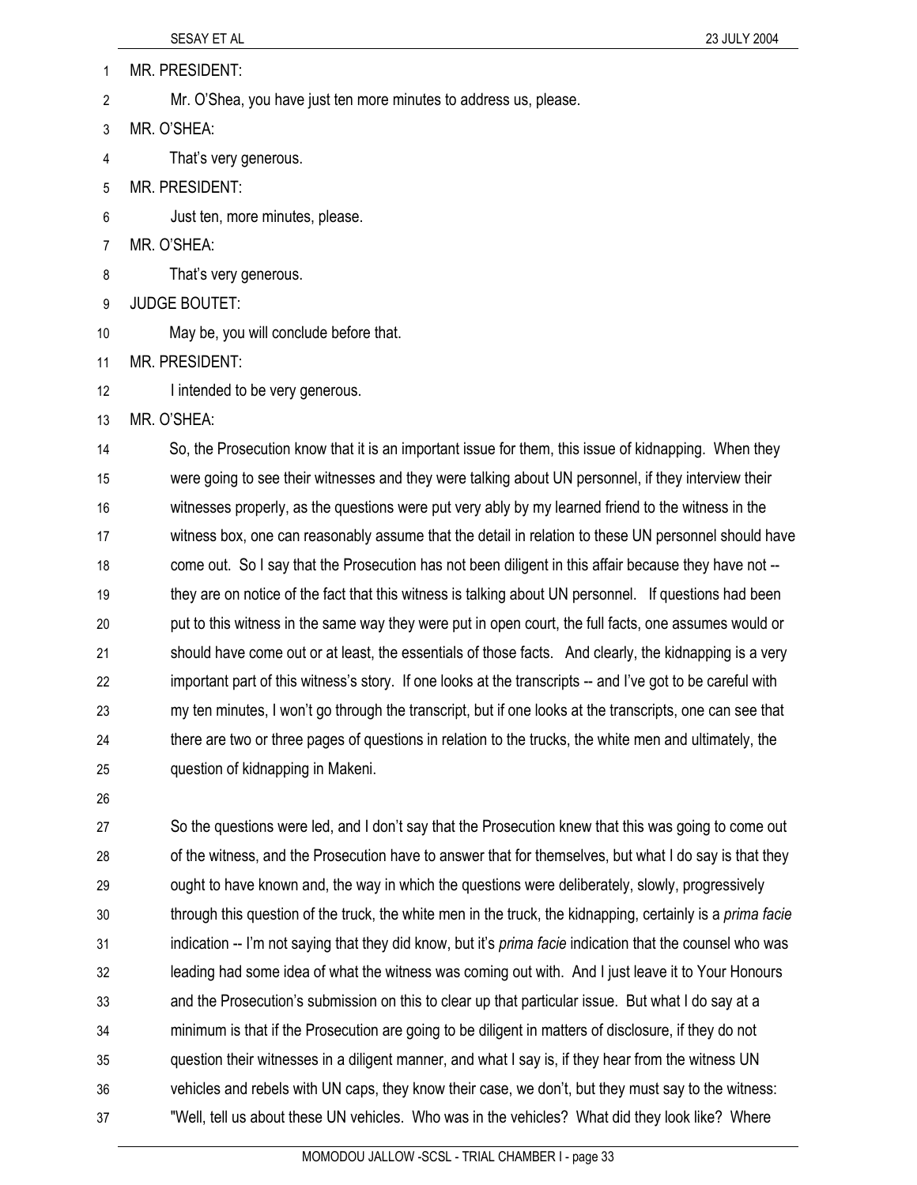MR. PRESIDENT:

Mr. O'Shea, you have just ten more minutes to address us, please.

MR. O'SHEA:

That's very generous.

MR. PRESIDENT:

Just ten, more minutes, please.

MR. O'SHEA:

That's very generous.

JUDGE BOUTET:

May be, you will conclude before that.

MR. PRESIDENT:

I intended to be very generous.

MR. O'SHEA:

So, the Prosecution know that it is an important issue for them, this issue of kidnapping. When they were going to see their witnesses and they were talking about UN personnel, if they interview their witnesses properly, as the questions were put very ably by my learned friend to the witness in the witness box, one can reasonably assume that the detail in relation to these UN personnel should have come out. So I say that the Prosecution has not been diligent in this affair because they have not -- they are on notice of the fact that this witness is talking about UN personnel. If questions had been put to this witness in the same way they were put in open court, the full facts, one assumes would or should have come out or at least, the essentials of those facts. And clearly, the kidnapping is a very important part of this witness's story. If one looks at the transcripts -- and I've got to be careful with my ten minutes, I won't go through the transcript, but if one looks at the transcripts, one can see that there are two or three pages of questions in relation to the trucks, the white men and ultimately, the question of kidnapping in Makeni.

So the questions were led, and I don't say that the Prosecution knew that this was going to come out of the witness, and the Prosecution have to answer that for themselves, but what I do say is that they ought to have known and, the way in which the questions were deliberately, slowly, progressively through this question of the truck, the white men in the truck, the kidnapping, certainly is a *prima facie* indication -- I'm not saying that they did know, but it's *prima facie* indication that the counsel who was leading had some idea of what the witness was coming out with. And I just leave it to Your Honours and the Prosecution's submission on this to clear up that particular issue. But what I do say at a minimum is that if the Prosecution are going to be diligent in matters of disclosure, if they do not question their witnesses in a diligent manner, and what I say is, if they hear from the witness UN vehicles and rebels with UN caps, they know their case, we don't, but they must say to the witness: "Well, tell us about these UN vehicles. Who was in the vehicles? What did they look like? Where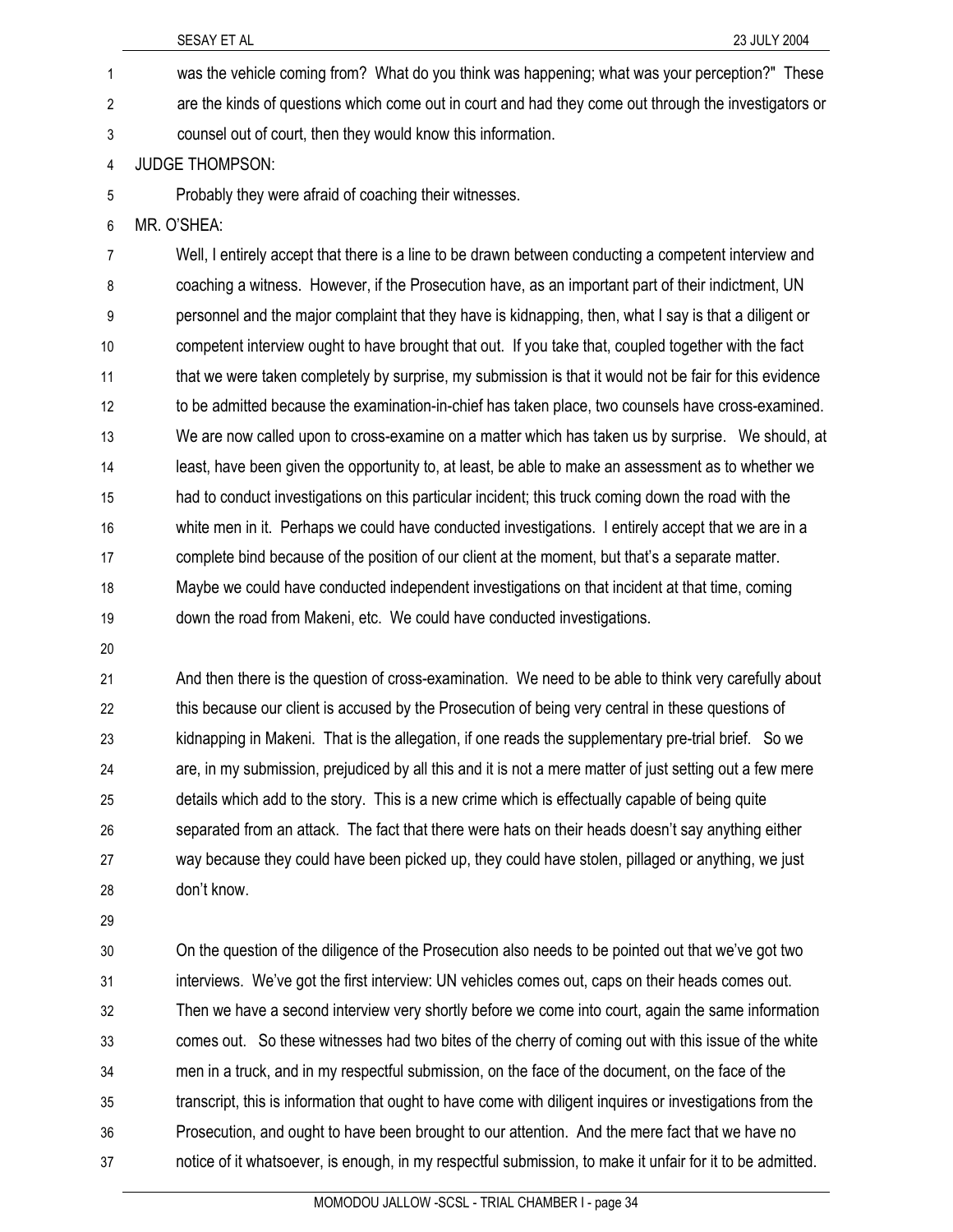was the vehicle coming from? What do you think was happening; what was your perception?" These are the kinds of questions which come out in court and had they come out through the investigators or counsel out of court, then they would know this information.

JUDGE THOMPSON:

Probably they were afraid of coaching their witnesses.

MR. O'SHEA:

Well, I entirely accept that there is a line to be drawn between conducting a competent interview and coaching a witness. However, if the Prosecution have, as an important part of their indictment, UN personnel and the major complaint that they have is kidnapping, then, what I say is that a diligent or competent interview ought to have brought that out. If you take that, coupled together with the fact that we were taken completely by surprise, my submission is that it would not be fair for this evidence to be admitted because the examination-in-chief has taken place, two counsels have cross-examined. We are now called upon to cross-examine on a matter which has taken us by surprise. We should, at least, have been given the opportunity to, at least, be able to make an assessment as to whether we had to conduct investigations on this particular incident; this truck coming down the road with the white men in it. Perhaps we could have conducted investigations. I entirely accept that we are in a complete bind because of the position of our client at the moment, but that's a separate matter. Maybe we could have conducted independent investigations on that incident at that time, coming down the road from Makeni, etc. We could have conducted investigations.

And then there is the question of cross-examination. We need to be able to think very carefully about this because our client is accused by the Prosecution of being very central in these questions of kidnapping in Makeni. That is the allegation, if one reads the supplementary pre-trial brief. So we are, in my submission, prejudiced by all this and it is not a mere matter of just setting out a few mere details which add to the story. This is a new crime which is effectually capable of being quite separated from an attack. The fact that there were hats on their heads doesn't say anything either way because they could have been picked up, they could have stolen, pillaged or anything, we just don't know.

On the question of the diligence of the Prosecution also needs to be pointed out that we've got two interviews. We've got the first interview: UN vehicles comes out, caps on their heads comes out. Then we have a second interview very shortly before we come into court, again the same information comes out. So these witnesses had two bites of the cherry of coming out with this issue of the white men in a truck, and in my respectful submission, on the face of the document, on the face of the transcript, this is information that ought to have come with diligent inquires or investigations from the Prosecution, and ought to have been brought to our attention. And the mere fact that we have no notice of it whatsoever, is enough, in my respectful submission, to make it unfair for it to be admitted.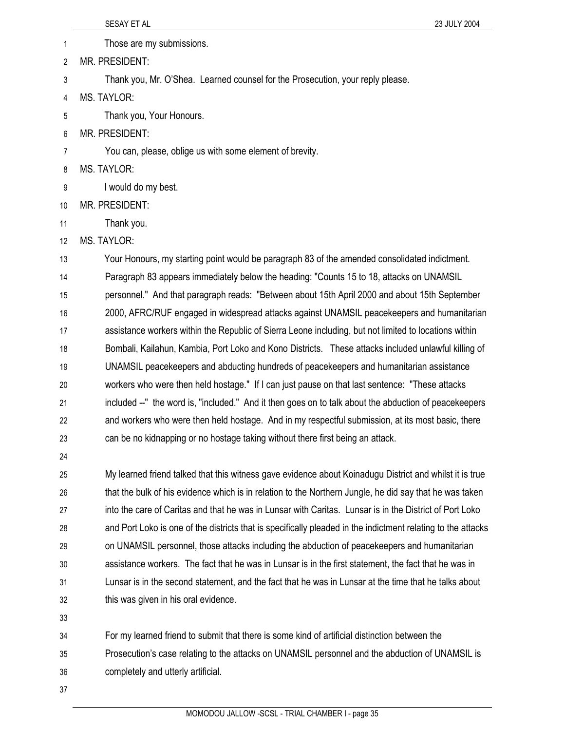Those are my submissions.

MR. PRESIDENT:

Thank you, Mr. O'Shea. Learned counsel for the Prosecution, your reply please.

MS. TAYLOR:

Thank you, Your Honours.

MR. PRESIDENT:

You can, please, oblige us with some element of brevity.

MS. TAYLOR:

I would do my best.

MR. PRESIDENT:

Thank you.

MS. TAYLOR:

Your Honours, my starting point would be paragraph 83 of the amended consolidated indictment. Paragraph 83 appears immediately below the heading: "Counts 15 to 18, attacks on UNAMSIL personnel." And that paragraph reads: "Between about 15th April 2000 and about 15th September 2000, AFRC/RUF engaged in widespread attacks against UNAMSIL peacekeepers and humanitarian assistance workers within the Republic of Sierra Leone including, but not limited to locations within Bombali, Kailahun, Kambia, Port Loko and Kono Districts. These attacks included unlawful killing of UNAMSIL peacekeepers and abducting hundreds of peacekeepers and humanitarian assistance workers who were then held hostage." If I can just pause on that last sentence: "These attacks included --" the word is, "included." And it then goes on to talk about the abduction of peacekeepers and workers who were then held hostage. And in my respectful submission, at its most basic, there can be no kidnapping or no hostage taking without there first being an attack.

My learned friend talked that this witness gave evidence about Koinadugu District and whilst it is true that the bulk of his evidence which is in relation to the Northern Jungle, he did say that he was taken into the care of Caritas and that he was in Lunsar with Caritas. Lunsar is in the District of Port Loko and Port Loko is one of the districts that is specifically pleaded in the indictment relating to the attacks on UNAMSIL personnel, those attacks including the abduction of peacekeepers and humanitarian assistance workers. The fact that he was in Lunsar is in the first statement, the fact that he was in Lunsar is in the second statement, and the fact that he was in Lunsar at the time that he talks about this was given in his oral evidence.

For my learned friend to submit that there is some kind of artificial distinction between the Prosecution's case relating to the attacks on UNAMSIL personnel and the abduction of UNAMSIL is completely and utterly artificial.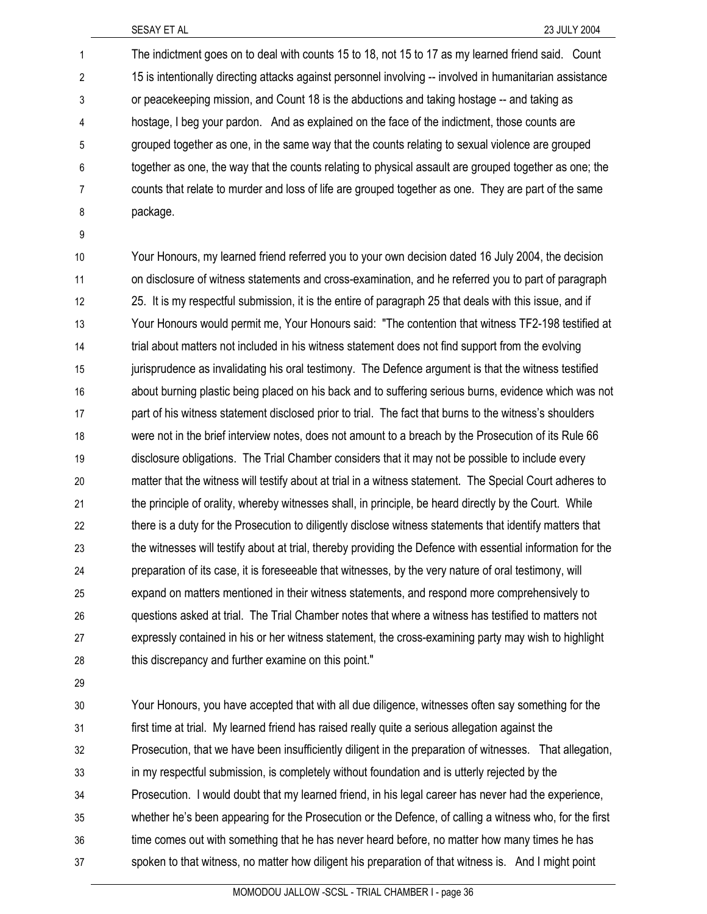The indictment goes on to deal with counts 15 to 18, not 15 to 17 as my learned friend said. Count 15 is intentionally directing attacks against personnel involving -- involved in humanitarian assistance or peacekeeping mission, and Count 18 is the abductions and taking hostage -- and taking as hostage, I beg your pardon. And as explained on the face of the indictment, those counts are grouped together as one, in the same way that the counts relating to sexual violence are grouped together as one, the way that the counts relating to physical assault are grouped together as one; the counts that relate to murder and loss of life are grouped together as one. They are part of the same package.

Your Honours, my learned friend referred you to your own decision dated 16 July 2004, the decision on disclosure of witness statements and cross-examination, and he referred you to part of paragraph 25. It is my respectful submission, it is the entire of paragraph 25 that deals with this issue, and if Your Honours would permit me, Your Honours said: "The contention that witness TF2-198 testified at trial about matters not included in his witness statement does not find support from the evolving jurisprudence as invalidating his oral testimony. The Defence argument is that the witness testified about burning plastic being placed on his back and to suffering serious burns, evidence which was not part of his witness statement disclosed prior to trial. The fact that burns to the witness's shoulders were not in the brief interview notes, does not amount to a breach by the Prosecution of its Rule 66 disclosure obligations. The Trial Chamber considers that it may not be possible to include every matter that the witness will testify about at trial in a witness statement. The Special Court adheres to the principle of orality, whereby witnesses shall, in principle, be heard directly by the Court. While there is a duty for the Prosecution to diligently disclose witness statements that identify matters that the witnesses will testify about at trial, thereby providing the Defence with essential information for the preparation of its case, it is foreseeable that witnesses, by the very nature of oral testimony, will expand on matters mentioned in their witness statements, and respond more comprehensively to questions asked at trial. The Trial Chamber notes that where a witness has testified to matters not expressly contained in his or her witness statement, the cross-examining party may wish to highlight this discrepancy and further examine on this point."

Your Honours, you have accepted that with all due diligence, witnesses often say something for the first time at trial. My learned friend has raised really quite a serious allegation against the Prosecution, that we have been insufficiently diligent in the preparation of witnesses. That allegation, in my respectful submission, is completely without foundation and is utterly rejected by the Prosecution. I would doubt that my learned friend, in his legal career has never had the experience, whether he's been appearing for the Prosecution or the Defence, of calling a witness who, for the first time comes out with something that he has never heard before, no matter how many times he has spoken to that witness, no matter how diligent his preparation of that witness is. And I might point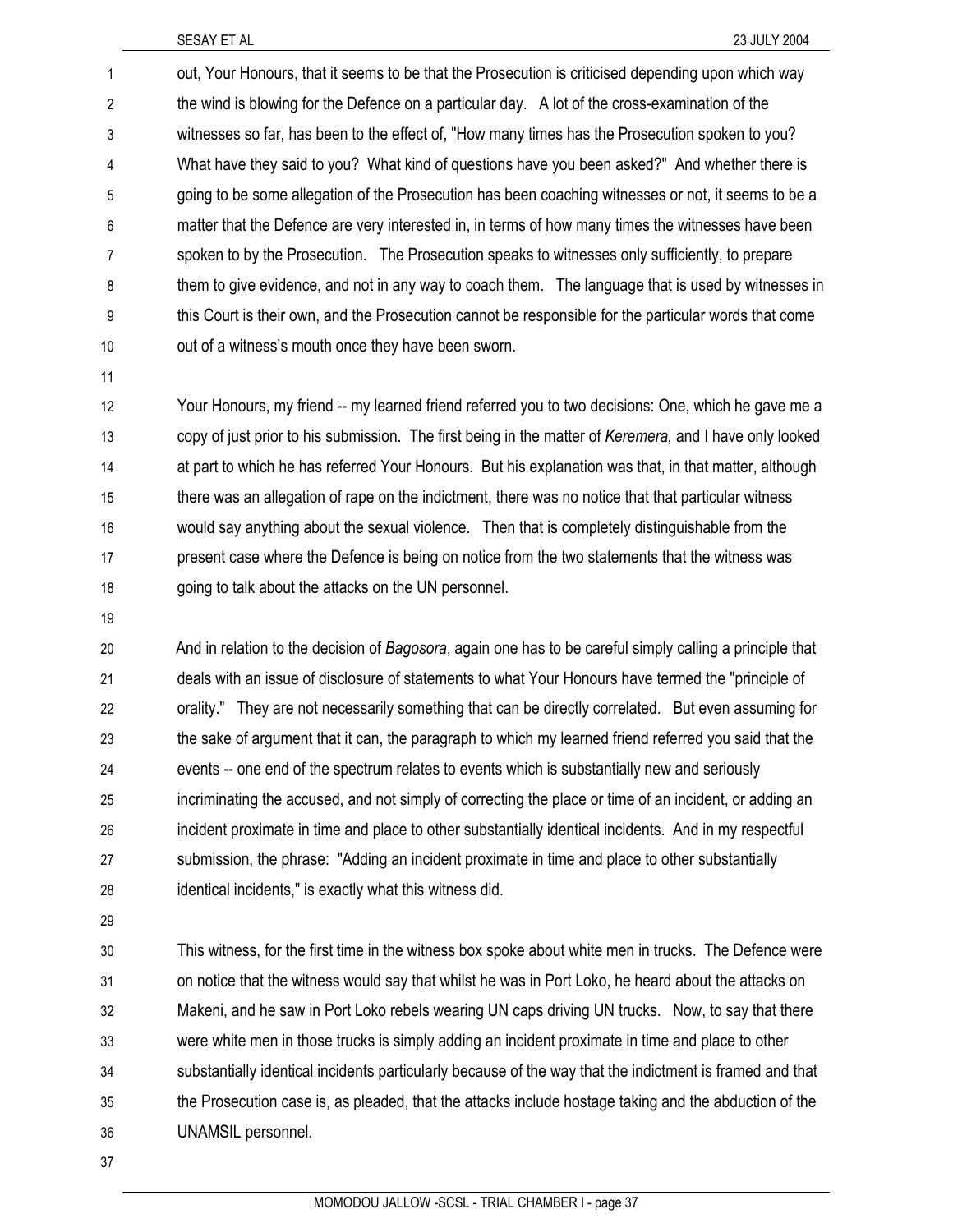out, Your Honours, that it seems to be that the Prosecution is criticised depending upon which way the wind is blowing for the Defence on a particular day. A lot of the cross-examination of the witnesses so far, has been to the effect of, "How many times has the Prosecution spoken to you? What have they said to you? What kind of questions have you been asked?" And whether there is going to be some allegation of the Prosecution has been coaching witnesses or not, it seems to be a matter that the Defence are very interested in, in terms of how many times the witnesses have been spoken to by the Prosecution. The Prosecution speaks to witnesses only sufficiently, to prepare them to give evidence, and not in any way to coach them. The language that is used by witnesses in this Court is their own, and the Prosecution cannot be responsible for the particular words that come out of a witness's mouth once they have been sworn.

Your Honours, my friend -- my learned friend referred you to two decisions: One, which he gave me a copy of just prior to his submission. The first being in the matter of *Keremera,* and I have only looked at part to which he has referred Your Honours. But his explanation was that, in that matter, although there was an allegation of rape on the indictment, there was no notice that that particular witness would say anything about the sexual violence. Then that is completely distinguishable from the present case where the Defence is being on notice from the two statements that the witness was going to talk about the attacks on the UN personnel.

And in relation to the decision of *Bagosora*, again one has to be careful simply calling a principle that deals with an issue of disclosure of statements to what Your Honours have termed the "principle of orality." They are not necessarily something that can be directly correlated. But even assuming for the sake of argument that it can, the paragraph to which my learned friend referred you said that the events -- one end of the spectrum relates to events which is substantially new and seriously incriminating the accused, and not simply of correcting the place or time of an incident, or adding an incident proximate in time and place to other substantially identical incidents. And in my respectful submission, the phrase: "Adding an incident proximate in time and place to other substantially identical incidents," is exactly what this witness did.

This witness, for the first time in the witness box spoke about white men in trucks. The Defence were on notice that the witness would say that whilst he was in Port Loko, he heard about the attacks on Makeni, and he saw in Port Loko rebels wearing UN caps driving UN trucks. Now, to say that there were white men in those trucks is simply adding an incident proximate in time and place to other substantially identical incidents particularly because of the way that the indictment is framed and that the Prosecution case is, as pleaded, that the attacks include hostage taking and the abduction of the UNAMSIL personnel.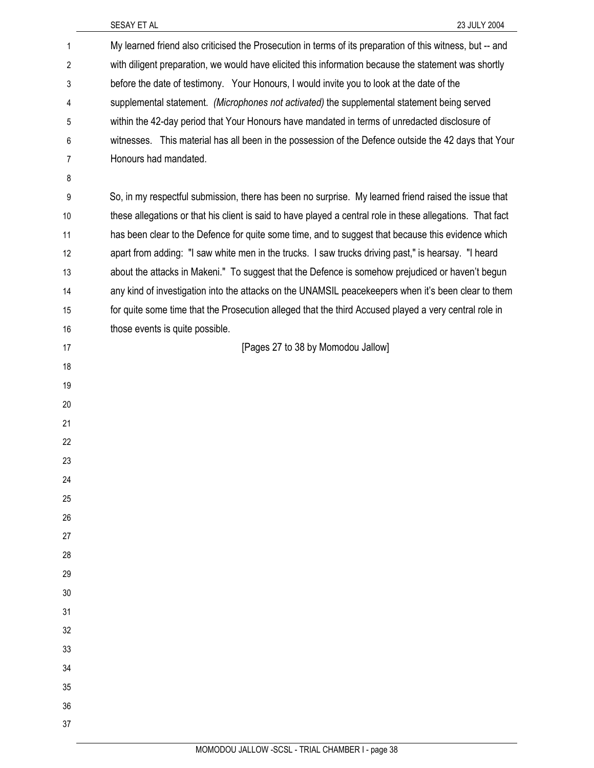My learned friend also criticised the Prosecution in terms of its preparation of this witness, but -- and with diligent preparation, we would have elicited this information because the statement was shortly before the date of testimony. Your Honours, I would invite you to look at the date of the supplemental statement. *(Microphones not activated)* the supplemental statement being served within the 42-day period that Your Honours have mandated in terms of unredacted disclosure of witnesses. This material has all been in the possession of the Defence outside the 42 days that Your Honours had mandated.

So, in my respectful submission, there has been no surprise. My learned friend raised the issue that these allegations or that his client is said to have played a central role in these allegations. That fact has been clear to the Defence for quite some time, and to suggest that because this evidence which apart from adding: "I saw white men in the trucks. I saw trucks driving past," is hearsay. "I heard about the attacks in Makeni." To suggest that the Defence is somehow prejudiced or haven't begun any kind of investigation into the attacks on the UNAMSIL peacekeepers when it's been clear to them for quite some time that the Prosecution alleged that the third Accused played a very central role in those events is quite possible.

[Pages 27 to 38 by Momodou Jallow]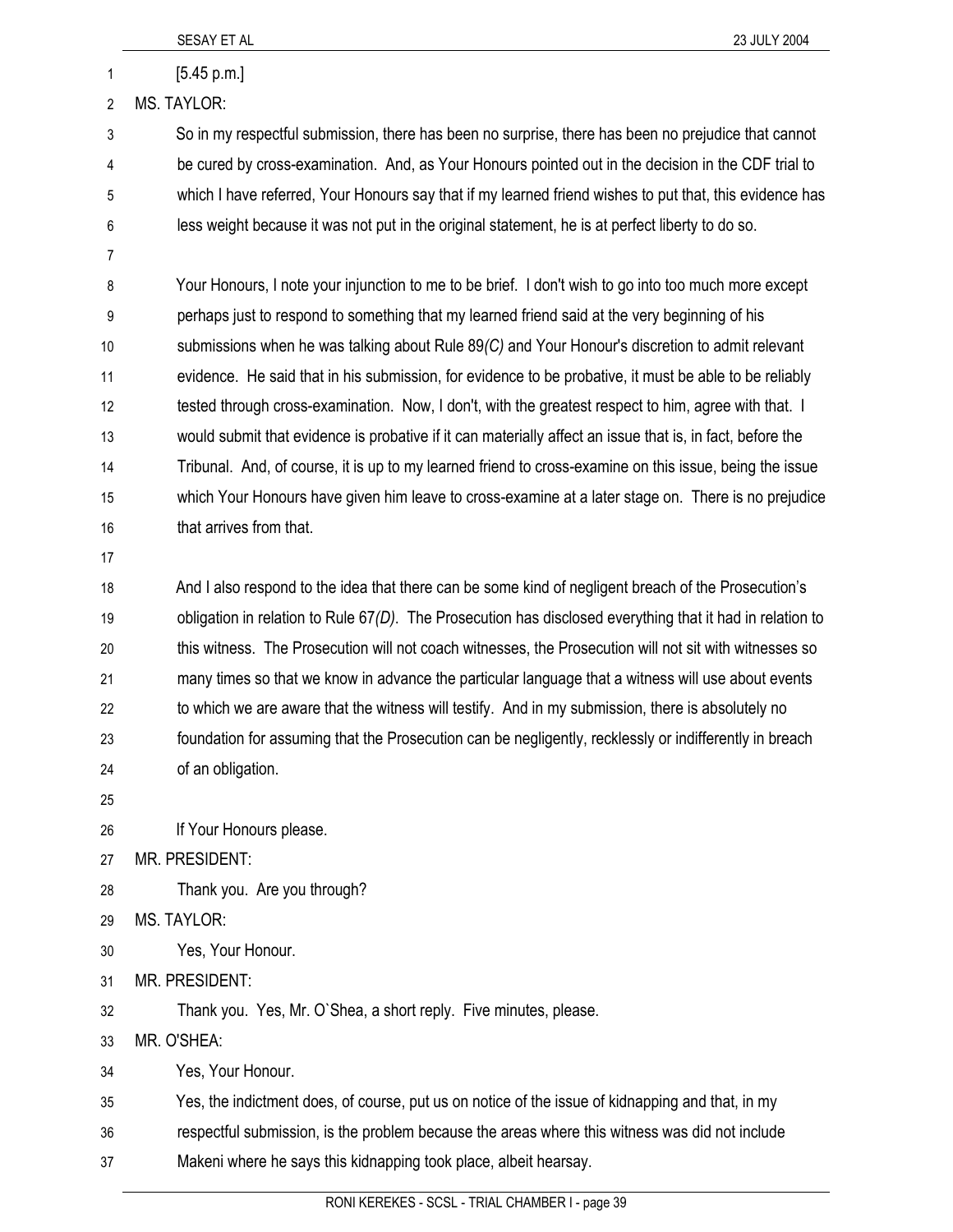[5.45 p.m.]

MS. TAYLOR:

So in my respectful submission, there has been no surprise, there has been no prejudice that cannot be cured by cross-examination. And, as Your Honours pointed out in the decision in the CDF trial to which I have referred, Your Honours say that if my learned friend wishes to put that, this evidence has less weight because it was not put in the original statement, he is at perfect liberty to do so.

Your Honours, I note your injunction to me to be brief. I don't wish to go into too much more except perhaps just to respond to something that my learned friend said at the very beginning of his submissions when he was talking about Rule 89*(C)* and Your Honour's discretion to admit relevant evidence. He said that in his submission, for evidence to be probative, it must be able to be reliably tested through cross-examination. Now, I don't, with the greatest respect to him, agree with that. I would submit that evidence is probative if it can materially affect an issue that is, in fact, before the Tribunal. And, of course, it is up to my learned friend to cross-examine on this issue, being the issue which Your Honours have given him leave to cross-examine at a later stage on. There is no prejudice that arrives from that.

And I also respond to the idea that there can be some kind of negligent breach of the Prosecution's obligation in relation to Rule 67*(D)*. The Prosecution has disclosed everything that it had in relation to this witness. The Prosecution will not coach witnesses, the Prosecution will not sit with witnesses so many times so that we know in advance the particular language that a witness will use about events to which we are aware that the witness will testify. And in my submission, there is absolutely no foundation for assuming that the Prosecution can be negligently, recklessly or indifferently in breach of an obligation.

If Your Honours please.

MR. PRESIDENT:

Thank you. Are you through?

MS. TAYLOR:

Yes, Your Honour.

MR. PRESIDENT:

Thank you. Yes, Mr. O`Shea, a short reply. Five minutes, please.

MR. O'SHEA:

Yes, Your Honour.

Yes, the indictment does, of course, put us on notice of the issue of kidnapping and that, in my respectful submission, is the problem because the areas where this witness was did not include Makeni where he says this kidnapping took place, albeit hearsay.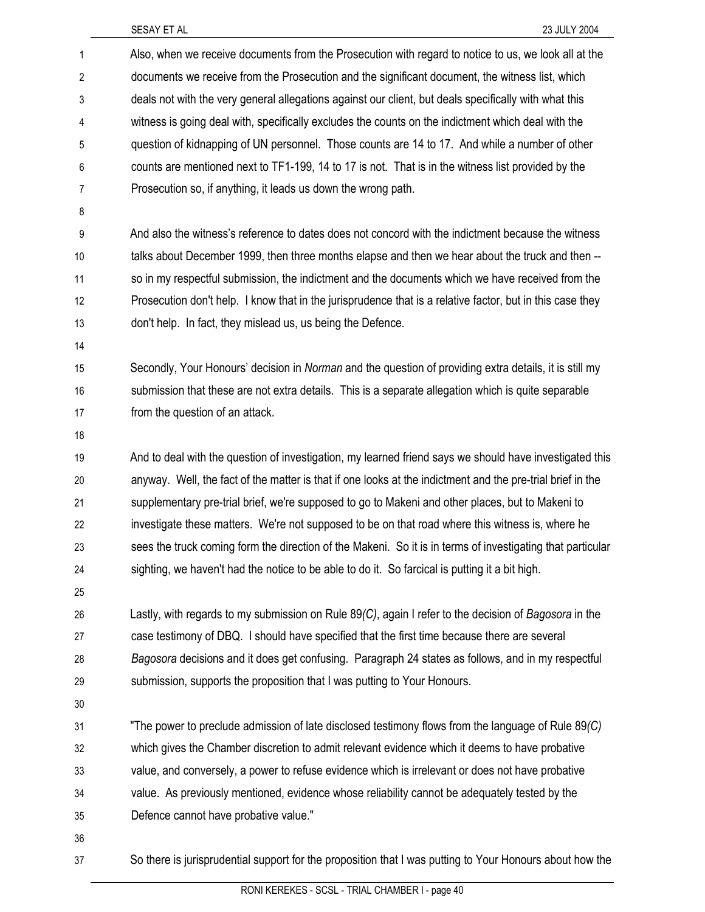Also, when we receive documents from the Prosecution with regard to notice to us, we look all at the documents we receive from the Prosecution and the significant document, the witness list, which deals not with the very general allegations against our client, but deals specifically with what this witness is going deal with, specifically excludes the counts on the indictment which deal with the question of kidnapping of UN personnel. Those counts are 14 to 17. And while a number of other counts are mentioned next to TF1-199, 14 to 17 is not. That is in the witness list provided by the Prosecution so, if anything, it leads us down the wrong path.

And also the witness's reference to dates does not concord with the indictment because the witness talks about December 1999, then three months elapse and then we hear about the truck and then -- so in my respectful submission, the indictment and the documents which we have received from the Prosecution don't help. I know that in the jurisprudence that is a relative factor, but in this case they don't help. In fact, they mislead us, us being the Defence.

Secondly, Your Honours' decision in *Norman* and the question of providing extra details, it is still my submission that these are not extra details. This is a separate allegation which is quite separable from the question of an attack.

And to deal with the question of investigation, my learned friend says we should have investigated this anyway. Well, the fact of the matter is that if one looks at the indictment and the pre-trial brief in the supplementary pre-trial brief, we're supposed to go to Makeni and other places, but to Makeni to investigate these matters. We're not supposed to be on that road where this witness is, where he sees the truck coming form the direction of the Makeni. So it is in terms of investigating that particular sighting, we haven't had the notice to be able to do it. So farcical is putting it a bit high.

Lastly, with regards to my submission on Rule 89*(C)*, again I refer to the decision of *Bagosora* in the case testimony of DBQ. I should have specified that the first time because there are several *Bagosora* decisions and it does get confusing. Paragraph 24 states as follows, and in my respectful submission, supports the proposition that I was putting to Your Honours.

"The power to preclude admission of late disclosed testimony flows from the language of Rule 89*(C)* which gives the Chamber discretion to admit relevant evidence which it deems to have probative value, and conversely, a power to refuse evidence which is irrelevant or does not have probative value. As previously mentioned, evidence whose reliability cannot be adequately tested by the Defence cannot have probative value."

So there is jurisprudential support for the proposition that I was putting to Your Honours about how the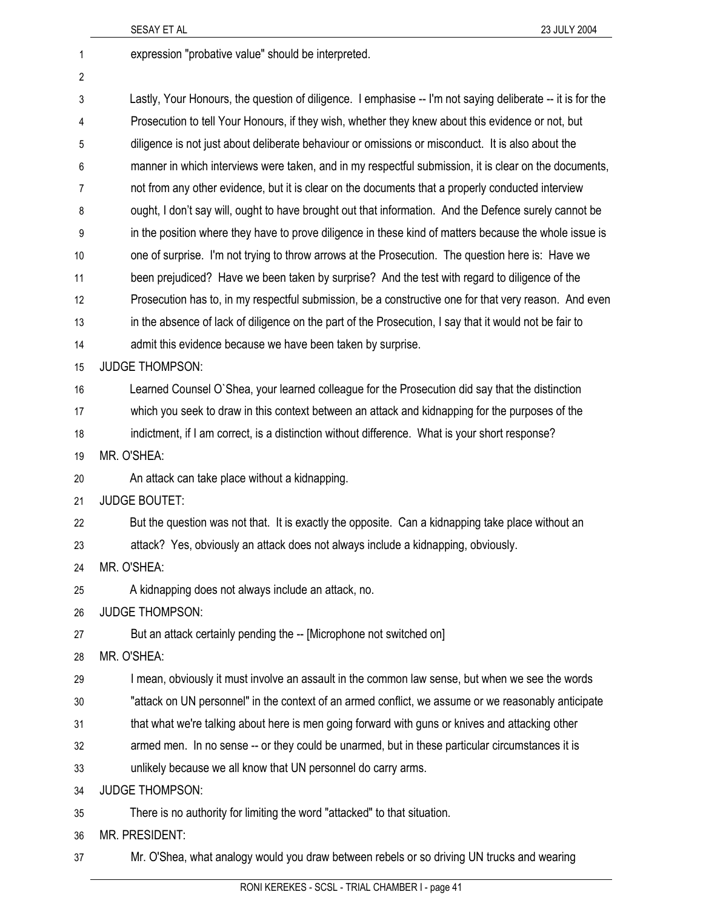expression "probative value" should be interpreted.

Lastly, Your Honours, the question of diligence. I emphasise -- I'm not saying deliberate -- it is for the Prosecution to tell Your Honours, if they wish, whether they knew about this evidence or not, but diligence is not just about deliberate behaviour or omissions or misconduct. It is also about the manner in which interviews were taken, and in my respectful submission, it is clear on the documents, not from any other evidence, but it is clear on the documents that a properly conducted interview ought, I don't say will, ought to have brought out that information. And the Defence surely cannot be in the position where they have to prove diligence in these kind of matters because the whole issue is one of surprise. I'm not trying to throw arrows at the Prosecution. The question here is: Have we been prejudiced? Have we been taken by surprise? And the test with regard to diligence of the Prosecution has to, in my respectful submission, be a constructive one for that very reason. And even in the absence of lack of diligence on the part of the Prosecution, I say that it would not be fair to admit this evidence because we have been taken by surprise.

JUDGE THOMPSON:

Learned Counsel O`Shea, your learned colleague for the Prosecution did say that the distinction which you seek to draw in this context between an attack and kidnapping for the purposes of the indictment, if I am correct, is a distinction without difference. What is your short response?

MR. O'SHEA:

An attack can take place without a kidnapping.

JUDGE BOUTET:

But the question was not that. It is exactly the opposite. Can a kidnapping take place without an attack? Yes, obviously an attack does not always include a kidnapping, obviously.

MR. O'SHEA:

A kidnapping does not always include an attack, no.

JUDGE THOMPSON:

But an attack certainly pending the -- [Microphone not switched on]

MR. O'SHEA:

I mean, obviously it must involve an assault in the common law sense, but when we see the words "attack on UN personnel" in the context of an armed conflict, we assume or we reasonably anticipate that what we're talking about here is men going forward with guns or knives and attacking other armed men. In no sense -- or they could be unarmed, but in these particular circumstances it is unlikely because we all know that UN personnel do carry arms.

JUDGE THOMPSON:

There is no authority for limiting the word "attacked" to that situation.

MR. PRESIDENT:

Mr. O'Shea, what analogy would you draw between rebels or so driving UN trucks and wearing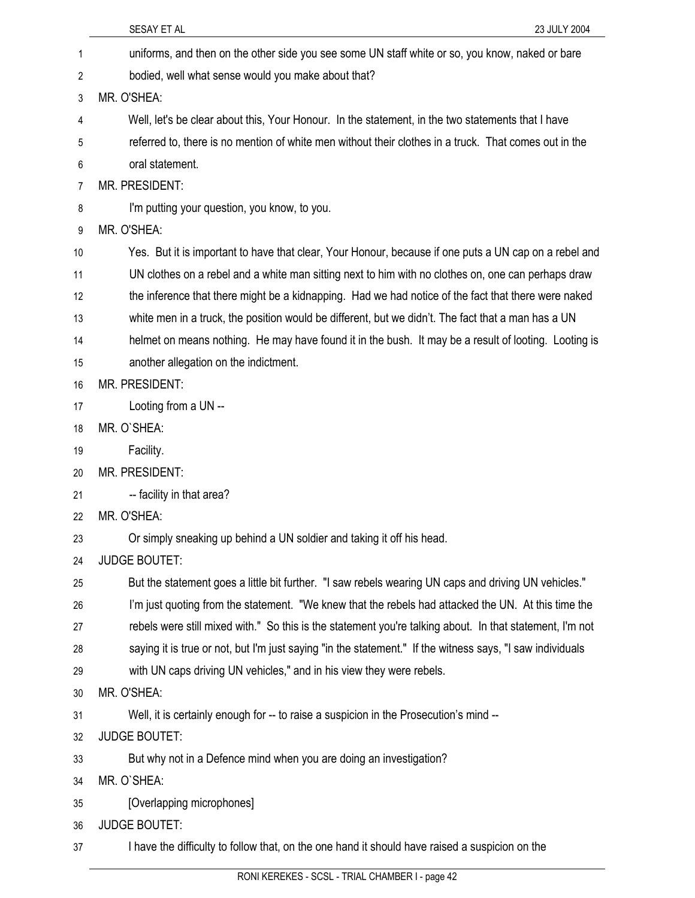uniforms, and then on the other side you see some UN staff white or so, you know, naked or bare bodied, well what sense would you make about that?

MR. O'SHEA:

Well, let's be clear about this, Your Honour. In the statement, in the two statements that I have referred to, there is no mention of white men without their clothes in a truck. That comes out in the oral statement.

MR. PRESIDENT:

I'm putting your question, you know, to you.

MR. O'SHEA:

Yes. But it is important to have that clear, Your Honour, because if one puts a UN cap on a rebel and UN clothes on a rebel and a white man sitting next to him with no clothes on, one can perhaps draw the inference that there might be a kidnapping. Had we had notice of the fact that there were naked white men in a truck, the position would be different, but we didn't. The fact that a man has a UN helmet on means nothing. He may have found it in the bush. It may be a result of looting. Looting is another allegation on the indictment.

MR. PRESIDENT:

Looting from a UN --

MR. O`SHEA:

Facility.

MR. PRESIDENT:

-- facility in that area?

MR. O'SHEA:

Or simply sneaking up behind a UN soldier and taking it off his head.

JUDGE BOUTET:

But the statement goes a little bit further. "I saw rebels wearing UN caps and driving UN vehicles." I'm just quoting from the statement. "We knew that the rebels had attacked the UN. At this time the rebels were still mixed with." So this is the statement you're talking about. In that statement, I'm not saying it is true or not, but I'm just saying "in the statement." If the witness says, "I saw individuals with UN caps driving UN vehicles," and in his view they were rebels.

MR. O'SHEA:

Well, it is certainly enough for -- to raise a suspicion in the Prosecution's mind --

JUDGE BOUTET:

But why not in a Defence mind when you are doing an investigation?

MR. O`SHEA:

[Overlapping microphones]

JUDGE BOUTET:

I have the difficulty to follow that, on the one hand it should have raised a suspicion on the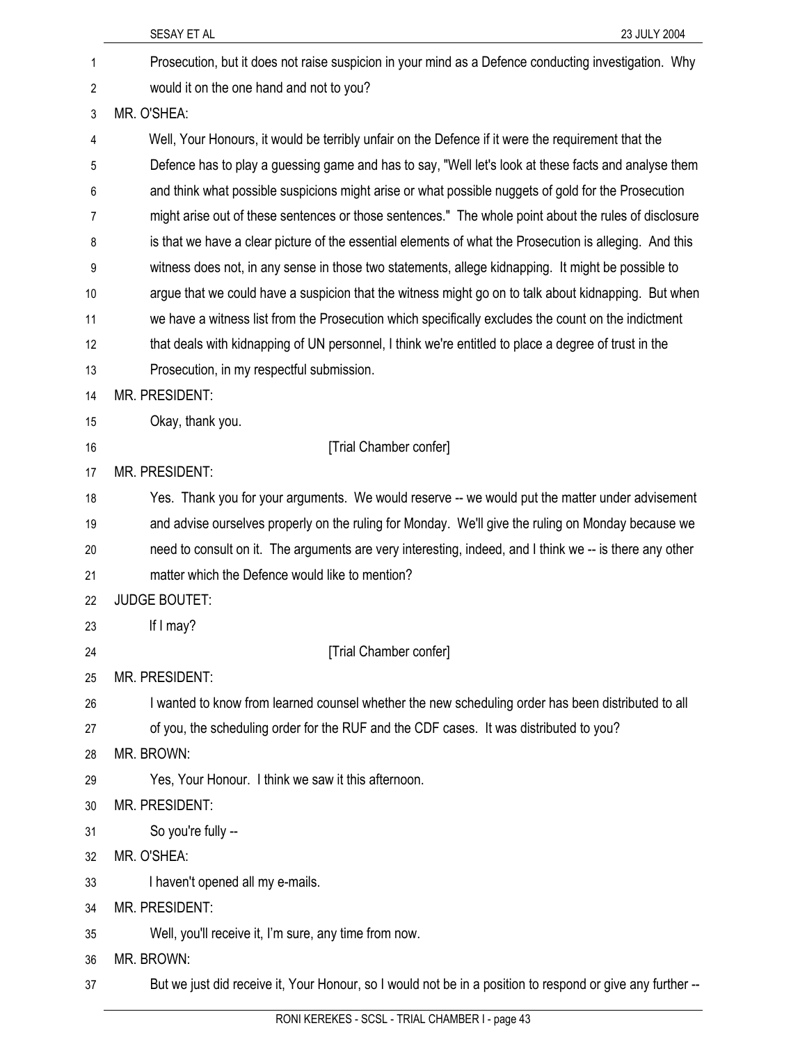Prosecution, but it does not raise suspicion in your mind as a Defence conducting investigation. Why would it on the one hand and not to you?

MR. O'SHEA:

Well, Your Honours, it would be terribly unfair on the Defence if it were the requirement that the Defence has to play a guessing game and has to say, "Well let's look at these facts and analyse them and think what possible suspicions might arise or what possible nuggets of gold for the Prosecution might arise out of these sentences or those sentences." The whole point about the rules of disclosure is that we have a clear picture of the essential elements of what the Prosecution is alleging. And this witness does not, in any sense in those two statements, allege kidnapping. It might be possible to argue that we could have a suspicion that the witness might go on to talk about kidnapping. But when we have a witness list from the Prosecution which specifically excludes the count on the indictment that deals with kidnapping of UN personnel, I think we're entitled to place a degree of trust in the Prosecution, in my respectful submission.

MR. PRESIDENT:

Okay, thank you.

[Trial Chamber confer]

MR. PRESIDENT:

Yes. Thank you for your arguments. We would reserve -- we would put the matter under advisement and advise ourselves properly on the ruling for Monday. We'll give the ruling on Monday because we need to consult on it. The arguments are very interesting, indeed, and I think we -- is there any other matter which the Defence would like to mention?

JUDGE BOUTET:

If I may?

[Trial Chamber confer]

MR. PRESIDENT:

I wanted to know from learned counsel whether the new scheduling order has been distributed to all of you, the scheduling order for the RUF and the CDF cases. It was distributed to you?

MR. BROWN:

Yes, Your Honour. I think we saw it this afternoon.

MR. PRESIDENT:

So you're fully --

MR. O'SHEA:

I haven't opened all my e-mails.

MR. PRESIDENT:

Well, you'll receive it, I'm sure, any time from now.

MR. BROWN:

But we just did receive it, Your Honour, so I would not be in a position to respond or give any further --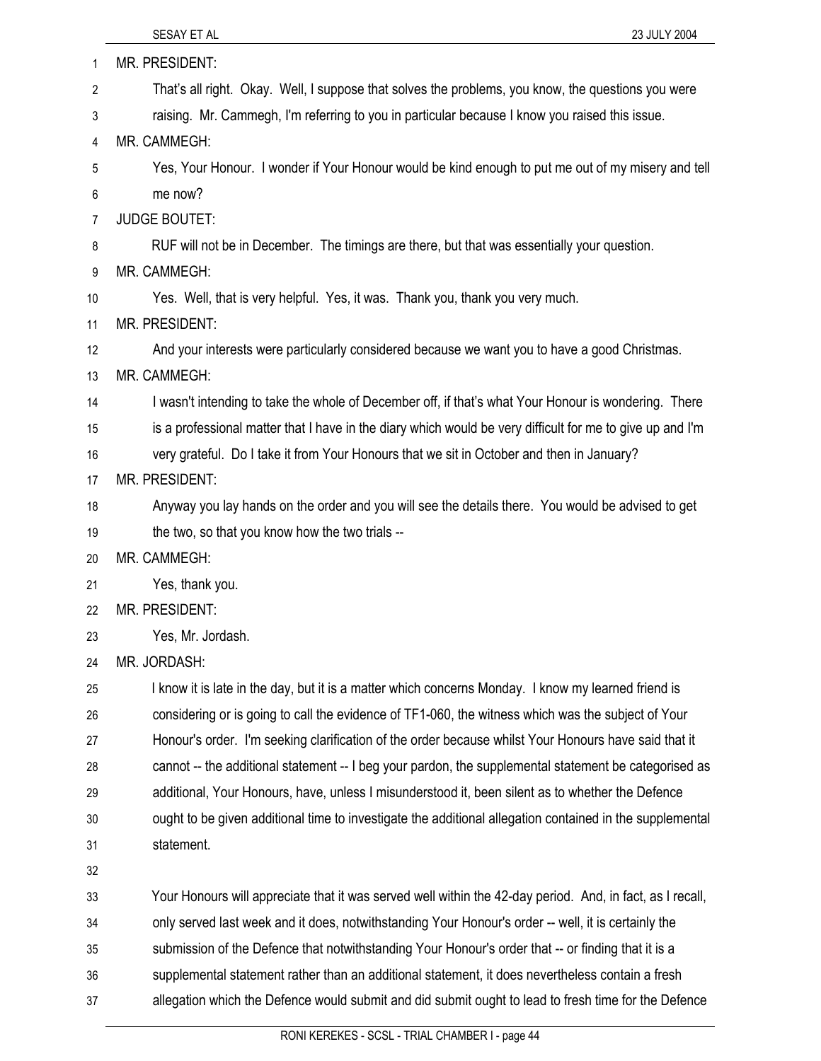MR. PRESIDENT:

That's all right. Okay. Well, I suppose that solves the problems, you know, the questions you were raising. Mr. Cammegh, I'm referring to you in particular because I know you raised this issue.

MR. CAMMEGH:

Yes, Your Honour. I wonder if Your Honour would be kind enough to put me out of my misery and tell me now?

JUDGE BOUTET:

RUF will not be in December. The timings are there, but that was essentially your question.

MR. CAMMEGH:

Yes. Well, that is very helpful. Yes, it was. Thank you, thank you very much.

MR. PRESIDENT:

And your interests were particularly considered because we want you to have a good Christmas.

MR. CAMMEGH:

I wasn't intending to take the whole of December off, if that's what Your Honour is wondering. There is a professional matter that I have in the diary which would be very difficult for me to give up and I'm very grateful. Do I take it from Your Honours that we sit in October and then in January?

MR. PRESIDENT:

Anyway you lay hands on the order and you will see the details there. You would be advised to get the two, so that you know how the two trials --

MR. CAMMEGH:

Yes, thank you.

MR. PRESIDENT:

Yes, Mr. Jordash.

MR. JORDASH:

I know it is late in the day, but it is a matter which concerns Monday. I know my learned friend is considering or is going to call the evidence of TF1-060, the witness which was the subject of Your Honour's order. I'm seeking clarification of the order because whilst Your Honours have said that it cannot -- the additional statement -- I beg your pardon, the supplemental statement be categorised as additional, Your Honours, have, unless I misunderstood it, been silent as to whether the Defence ought to be given additional time to investigate the additional allegation contained in the supplemental statement.

Your Honours will appreciate that it was served well within the 42-day period. And, in fact, as I recall, only served last week and it does, notwithstanding Your Honour's order -- well, it is certainly the submission of the Defence that notwithstanding Your Honour's order that -- or finding that it is a supplemental statement rather than an additional statement, it does nevertheless contain a fresh allegation which the Defence would submit and did submit ought to lead to fresh time for the Defence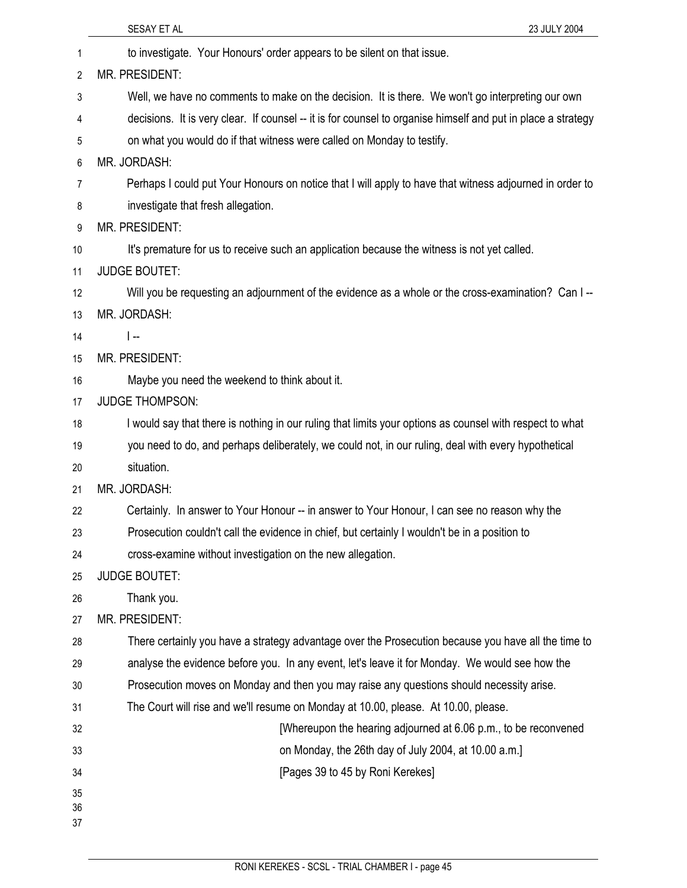to investigate. Your Honours' order appears to be silent on that issue.

MR. PRESIDENT:

Well, we have no comments to make on the decision. It is there. We won't go interpreting our own decisions. It is very clear. If counsel -- it is for counsel to organise himself and put in place a strategy on what you would do if that witness were called on Monday to testify.

MR. JORDASH:

Perhaps I could put Your Honours on notice that I will apply to have that witness adjourned in order to investigate that fresh allegation.

MR. PRESIDENT:

It's premature for us to receive such an application because the witness is not yet called.

JUDGE BOUTET:

Will you be requesting an adjournment of the evidence as a whole or the cross-examination? Can I --

MR. JORDASH:

I --

MR. PRESIDENT:

Maybe you need the weekend to think about it.

JUDGE THOMPSON:

I would say that there is nothing in our ruling that limits your options as counsel with respect to what you need to do, and perhaps deliberately, we could not, in our ruling, deal with every hypothetical situation.

MR. JORDASH:

Certainly. In answer to Your Honour -- in answer to Your Honour, I can see no reason why the Prosecution couldn't call the evidence in chief, but certainly I wouldn't be in a position to cross-examine without investigation on the new allegation.

JUDGE BOUTET:

Thank you.

MR. PRESIDENT:

There certainly you have a strategy advantage over the Prosecution because you have all the time to analyse the evidence before you. In any event, let's leave it for Monday. We would see how the Prosecution moves on Monday and then you may raise any questions should necessity arise.

The Court will rise and we'll resume on Monday at 10.00, please. At 10.00, please.

[Whereupon the hearing adjourned at 6.06 p.m., to be reconvened on Monday, the 26th day of July 2004, at 10.00 a.m.]

[Pages 39 to 45 by Roni Kerekes]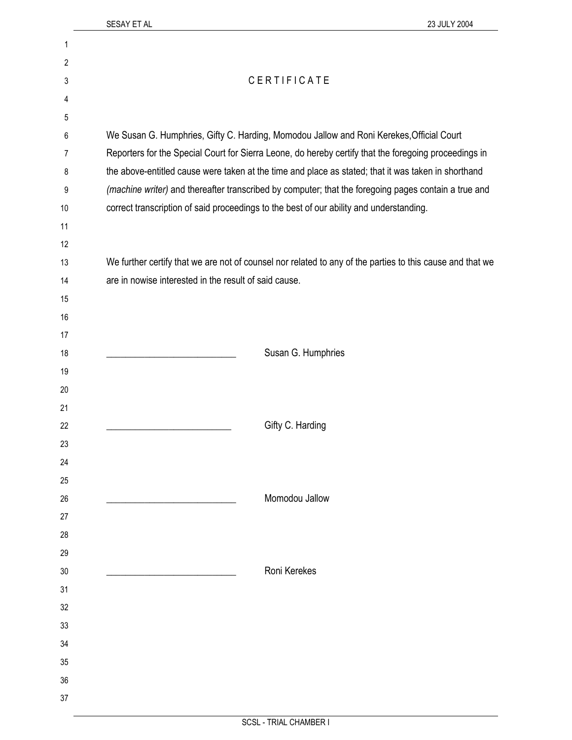# C E R T I F I C A T E

We Susan G. Humphries, Gifty C. Harding, Momodou Jallow and Roni Kerekes,Official Court Reporters for the Special Court for Sierra Leone, do hereby certify that the foregoing proceedings in the above-entitled cause were taken at the time and place as stated; that it was taken in shorthand *(machine writer)* and thereafter transcribed by computer; that the foregoing pages contain a true and correct transcription of said proceedings to the best of our ability and understanding.

We further certify that we are not of counsel nor related to any of the parties to this cause and that we are in nowise interested in the result of said cause.

___________________________ Susan G. Humphries

___________________________ Gifty C. Harding

___________________________ Momodou Jallow

___________________________ Roni Kerekes